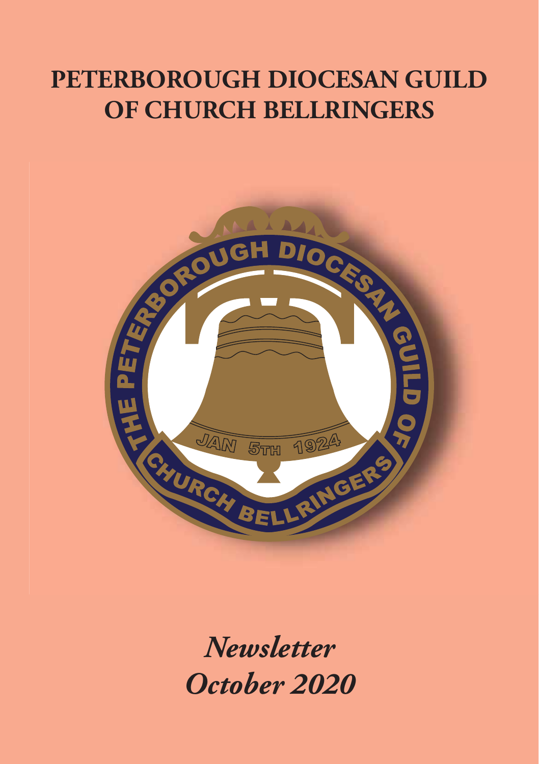# PETERBOROUGH DIOCESAN GUILD OF CHURCH BELLRINGERS

THE PETERBOROUGH DIOCESAN GUILD OF CHURCH BELLRINGERS

JAN 5TH 1924

*Newsletter*
*October 2020*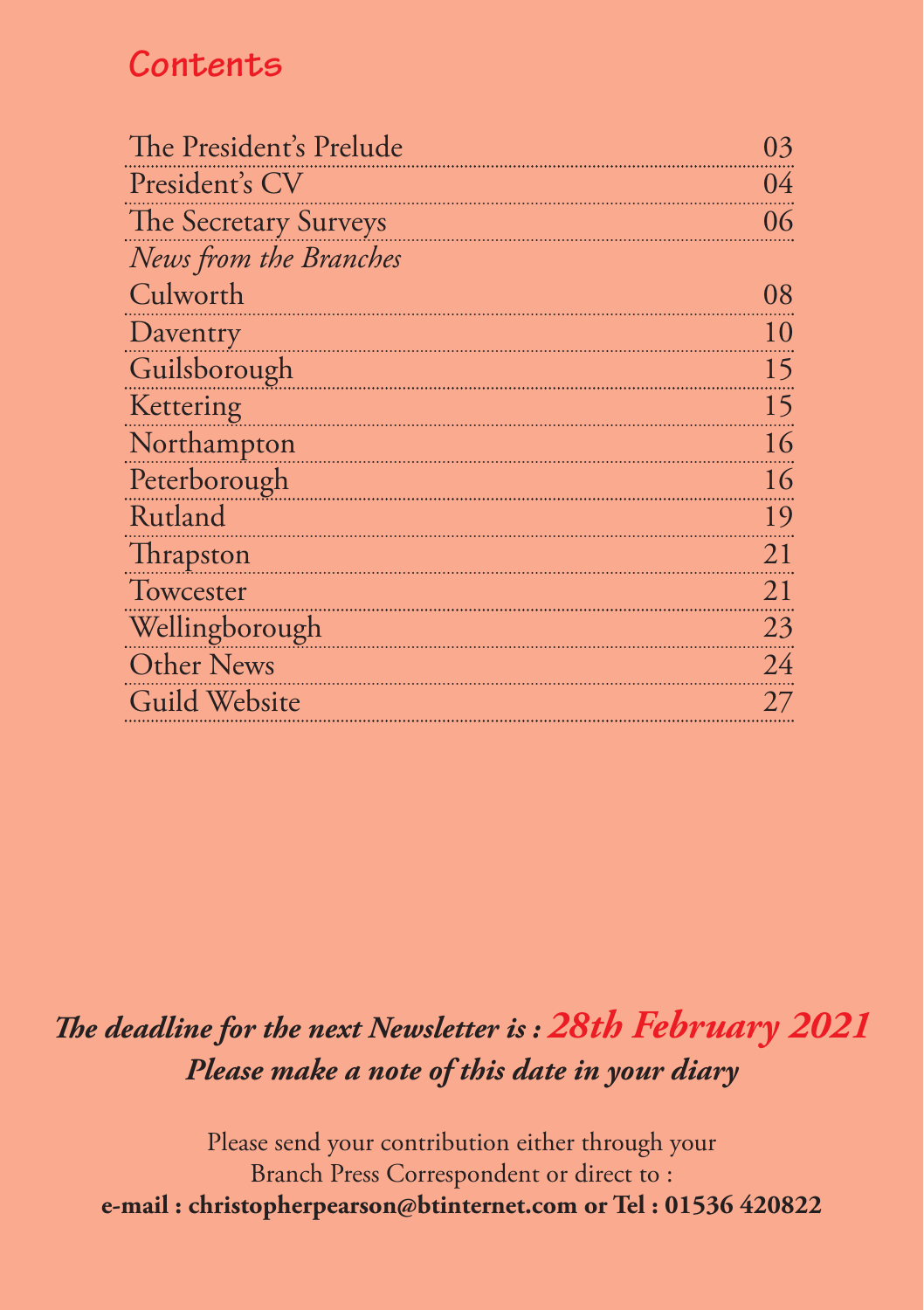# Contents

| | |
|---|---|
| The President's Prelude | 03 |
| President's CV | 04 |
| The Secretary Surveys | 06 |
| *News from the Branches* | |
| Culworth | 08 |
| Daventry | 10 |
| Guilsborough | 15 |
| Kettering | 15 |
| Northampton | 16 |
| Peterborough | 16 |
| Rutland | 19 |
| Thrapston | 21 |
| Towcester | 21 |
| Wellingborough | 23 |
| Other News | 24 |
| Guild Website | 27 |

***The deadline for the next Newsletter is : 28th February 2021***
***Please make a note of this date in your diary***

Please send your contribution either through your Branch Press Correspondent or direct to :
**e-mail : christopherpearson@btinternet.com or Tel : 01536 420822**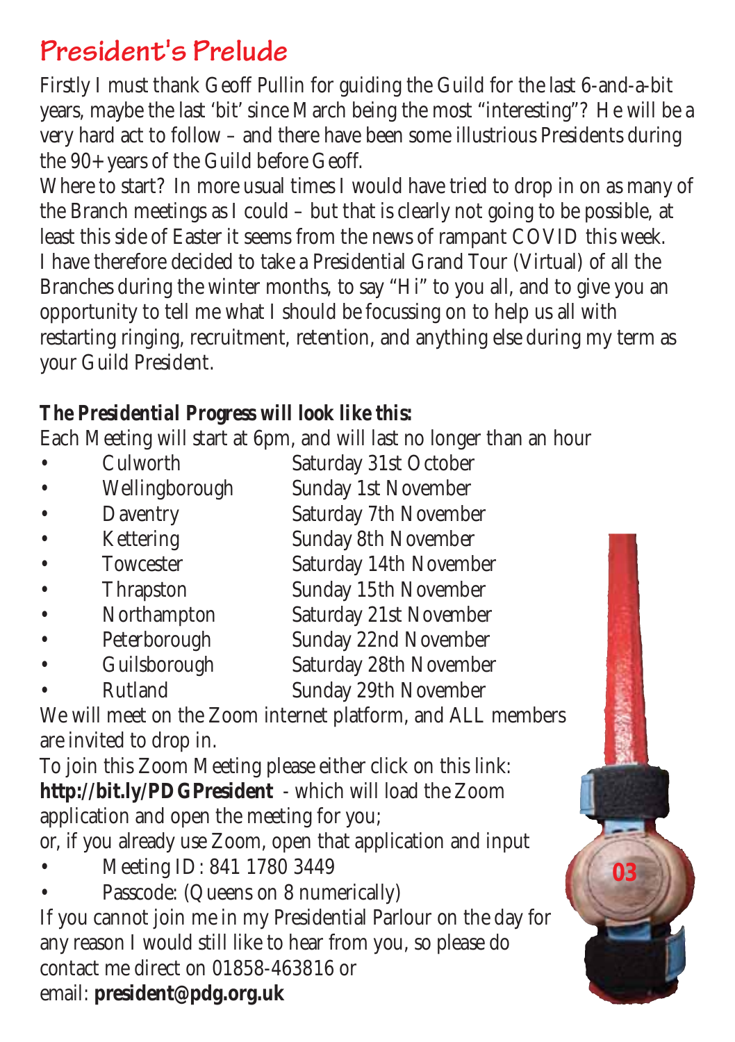# President's Prelude

Firstly I must thank Geoff Pullin for guiding the Guild for the last 6-and-a-bit years, maybe the last 'bit' since March being the most "interesting"? He will be a very hard act to follow – and there have been some illustrious Presidents during the 90+ years of the Guild before Geoff.

Where to start? In more usual times I would have tried to drop in on as many of the Branch meetings as I could – but that is clearly not going to be possible, at least this side of Easter it seems from the news of rampant COVID this week. I have therefore decided to take a Presidential Grand Tour (Virtual) of all the Branches during the winter months, to say "Hi" to you all, and to give you an opportunity to tell me what I should be focussing on to help us all with restarting ringing, recruitment, retention, and anything else during my term as your Guild President.

***The Presidential Progress will look like this:***

Each Meeting will start at 6pm, and will last no longer than an hour

- Culworth — Saturday 31st October
- Wellingborough — Sunday 1st November
- Daventry — Saturday 7th November
- Kettering — Sunday 8th November
- Towcester — Saturday 14th November
- Thrapston — Sunday 15th November
- Northampton — Saturday 21st November
- Peterborough — Sunday 22nd November
- Guilsborough — Saturday 28th November
- Rutland — Sunday 29th November

We will meet on the Zoom internet platform, and ALL members are invited to drop in.

To join this Zoom Meeting please either click on this link: **http://bit.ly/PDGPresident** - which will load the Zoom application and open the meeting for you;

or, if you already use Zoom, open that application and input

- Meeting ID: 841 1780 3449
- Passcode: (Queens on 8 numerically)

If you cannot join me in my Presidential Parlour on the day for any reason I would still like to hear from you, so please do contact me direct on 01858-463816 or email: **president@pdg.org.uk**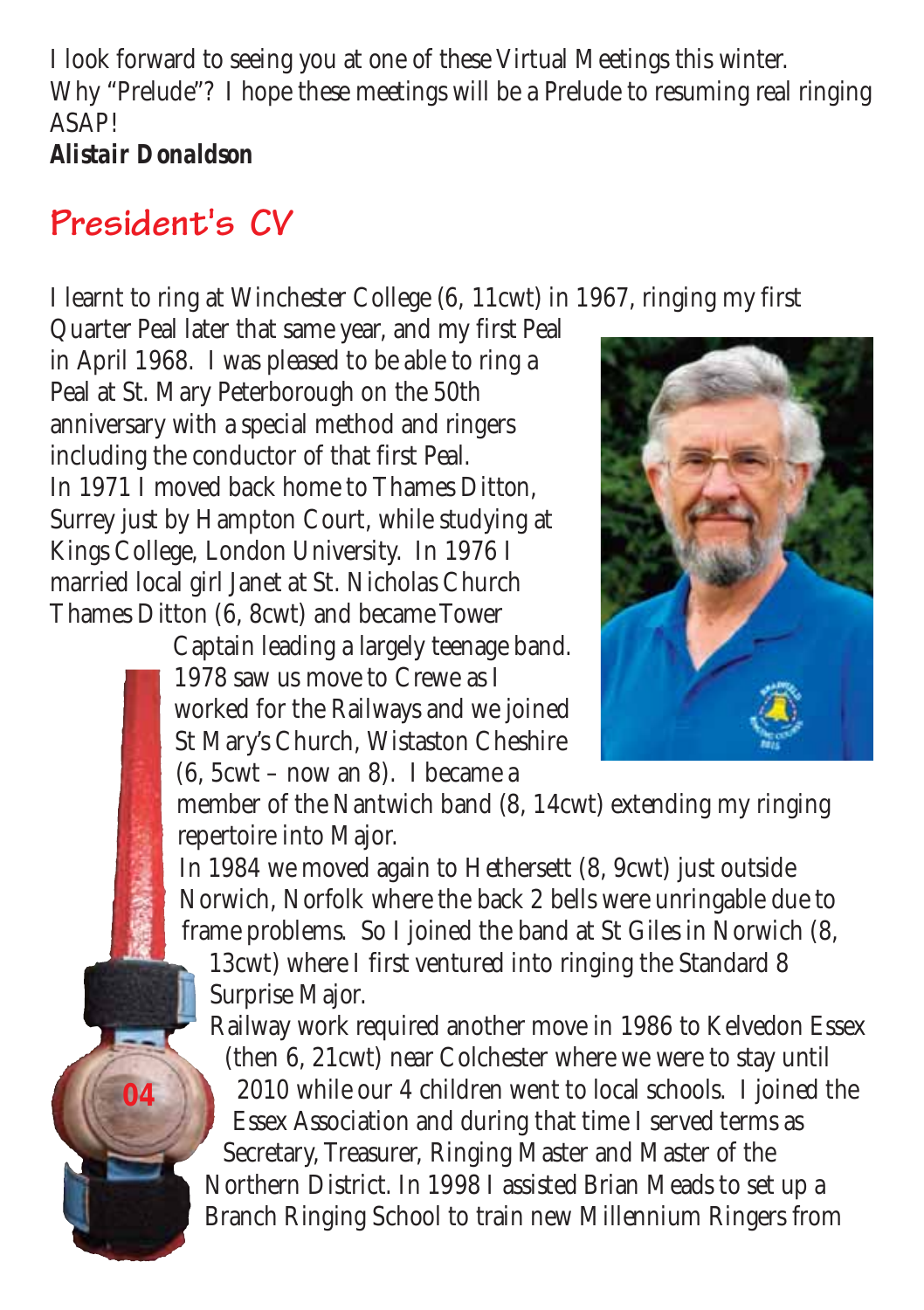I look forward to seeing you at one of these Virtual Meetings this winter.
Why "Prelude"? I hope these meetings will be a Prelude to resuming real ringing ASAP!

***Alistair Donaldson***

## President's CV

I learnt to ring at Winchester College (6, 11cwt) in 1967, ringing my first Quarter Peal later that same year, and my first Peal in April 1968. I was pleased to be able to ring a Peal at St. Mary Peterborough on the 50th anniversary with a special method and ringers including the conductor of that first Peal.

In 1971 I moved back home to Thames Ditton, Surrey just by Hampton Court, while studying at Kings College, London University. In 1976 I married local girl Janet at St. Nicholas Church Thames Ditton (6, 8cwt) and became Tower Captain leading a largely teenage band.

1978 saw us move to Crewe as I worked for the Railways and we joined St Mary's Church, Wistaston Cheshire (6, 5cwt – now an 8). I became a member of the Nantwich band (8, 14cwt) extending my ringing repertoire into Major.

In 1984 we moved again to Hethersett (8, 9cwt) just outside Norwich, Norfolk where the back 2 bells were unringable due to frame problems. So I joined the band at St Giles in Norwich (8, 13cwt) where I first ventured into ringing the Standard 8 Surprise Major.

Railway work required another move in 1986 to Kelvedon Essex (then 6, 21cwt) near Colchester where we were to stay until 2010 while our 4 children went to local schools. I joined the Essex Association and during that time I served terms as Secretary, Treasurer, Ringing Master and Master of the Northern District. In 1998 I assisted Brian Meads to set up a Branch Ringing School to train new Millennium Ringers from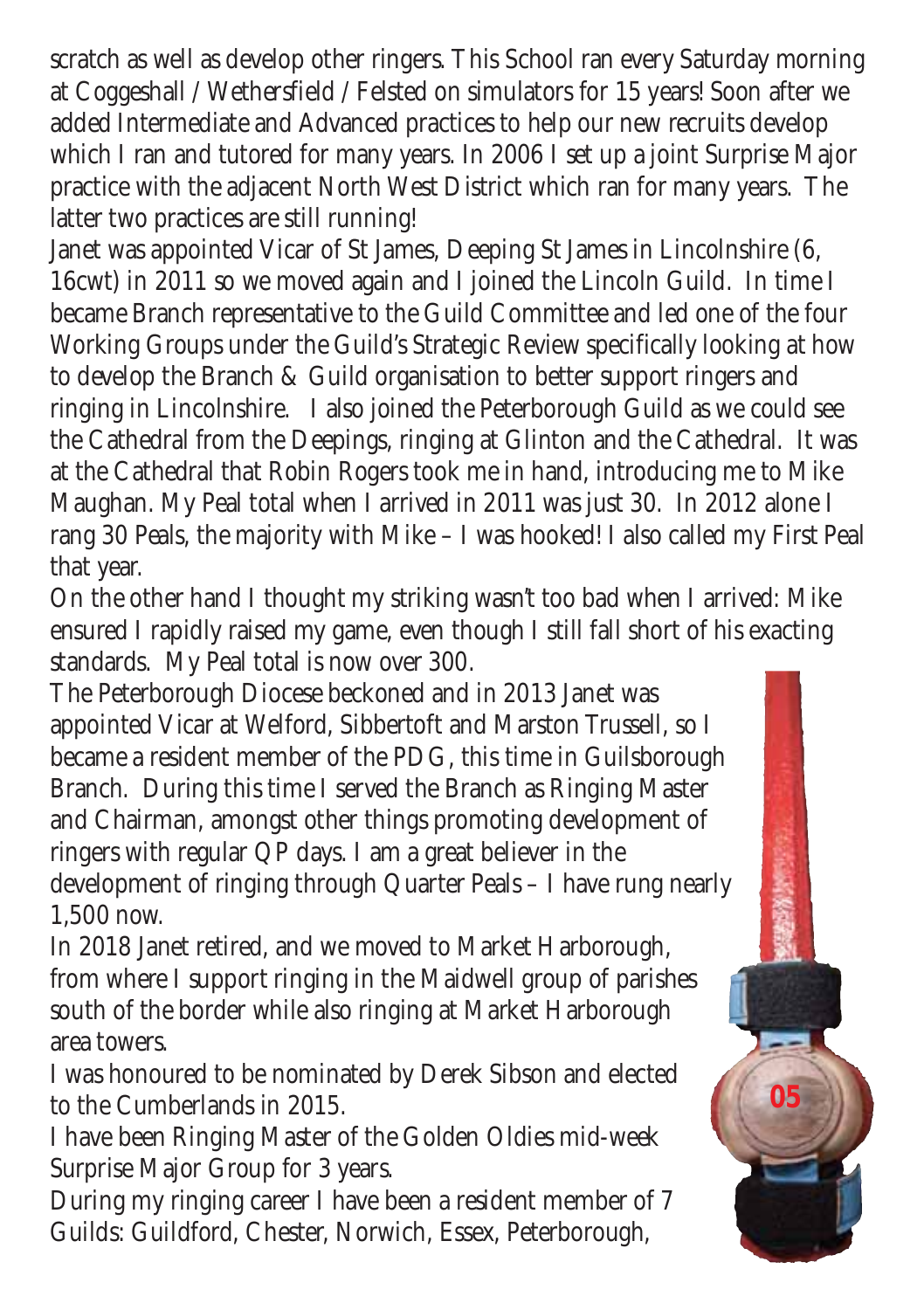scratch as well as develop other ringers. This School ran every Saturday morning at Coggeshall / Wethersfield / Felsted on simulators for 15 years! Soon after we added Intermediate and Advanced practices to help our new recruits develop which I ran and tutored for many years. In 2006 I set up a joint Surprise Major practice with the adjacent North West District which ran for many years. The latter two practices are still running!

Janet was appointed Vicar of St James, Deeping St James in Lincolnshire (6, 16cwt) in 2011 so we moved again and I joined the Lincoln Guild. In time I became Branch representative to the Guild Committee and led one of the four Working Groups under the Guild's Strategic Review specifically looking at how to develop the Branch & Guild organisation to better support ringers and ringing in Lincolnshire. I also joined the Peterborough Guild as we could see the Cathedral from the Deepings, ringing at Glinton and the Cathedral. It was at the Cathedral that Robin Rogers took me in hand, introducing me to Mike Maughan. My Peal total when I arrived in 2011 was just 30. In 2012 alone I rang 30 Peals, the majority with Mike – I was hooked! I also called my First Peal that year.

On the other hand I thought my striking wasn't too bad when I arrived: Mike ensured I rapidly raised my game, even though I still fall short of his exacting standards. My Peal total is now over 300.

The Peterborough Diocese beckoned and in 2013 Janet was appointed Vicar at Welford, Sibbertoft and Marston Trussell, so I became a resident member of the PDG, this time in Guilsborough Branch. During this time I served the Branch as Ringing Master and Chairman, amongst other things promoting development of ringers with regular QP days. I am a great believer in the development of ringing through Quarter Peals – I have rung nearly 1,500 now.

In 2018 Janet retired, and we moved to Market Harborough, from where I support ringing in the Maidwell group of parishes south of the border while also ringing at Market Harborough area towers.

I was honoured to be nominated by Derek Sibson and elected to the Cumberlands in 2015.

I have been Ringing Master of the Golden Oldies mid-week Surprise Major Group for 3 years.

During my ringing career I have been a resident member of 7 Guilds: Guildford, Chester, Norwich, Essex, Peterborough,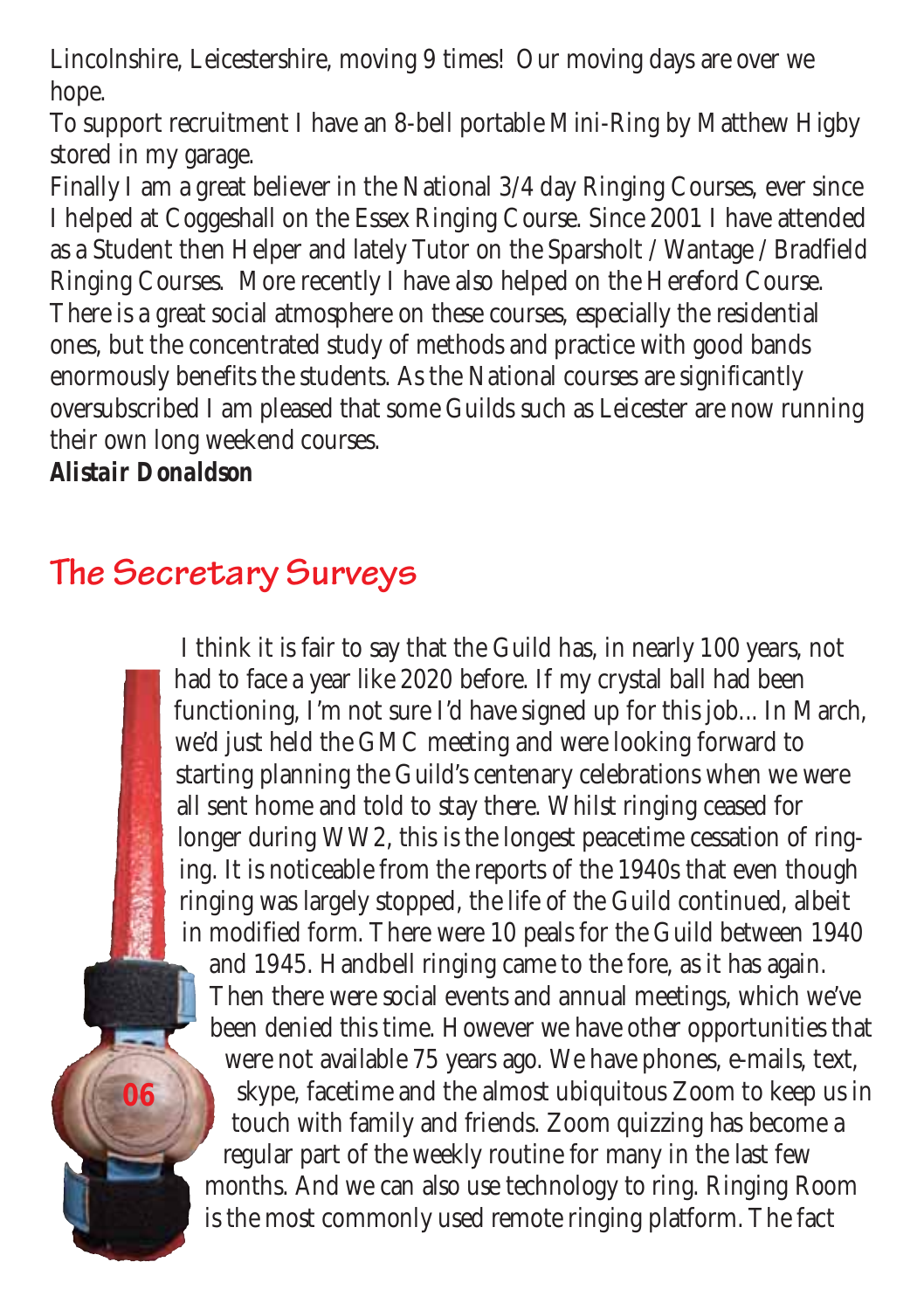Lincolnshire, Leicestershire, moving 9 times! Our moving days are over we hope.

To support recruitment I have an 8-bell portable Mini-Ring by Matthew Higby stored in my garage.

Finally I am a great believer in the National 3/4 day Ringing Courses, ever since I helped at Coggeshall on the Essex Ringing Course. Since 2001 I have attended as a Student then Helper and lately Tutor on the Sparsholt / Wantage / Bradfield Ringing Courses. More recently I have also helped on the Hereford Course. There is a great social atmosphere on these courses, especially the residential ones, but the concentrated study of methods and practice with good bands enormously benefits the students. As the National courses are significantly oversubscribed I am pleased that some Guilds such as Leicester are now running their own long weekend courses.

***Alistair Donaldson***

## The Secretary Surveys

I think it is fair to say that the Guild has, in nearly 100 years, not had to face a year like 2020 before. If my crystal ball had been functioning, I'm not sure I'd have signed up for this job... In March, we'd just held the GMC meeting and were looking forward to starting planning the Guild's centenary celebrations when we were all sent home and told to stay there. Whilst ringing ceased for longer during WW2, this is the longest peacetime cessation of ringing. It is noticeable from the reports of the 1940s that even though ringing was largely stopped, the life of the Guild continued, albeit in modified form. There were 10 peals for the Guild between 1940 and 1945. Handbell ringing came to the fore, as it has again. Then there were social events and annual meetings, which we've been denied this time. However we have other opportunities that were not available 75 years ago. We have phones, e-mails, text, skype, facetime and the almost ubiquitous Zoom to keep us in touch with family and friends. Zoom quizzing has become a regular part of the weekly routine for many in the last few months. And we can also use technology to ring. Ringing Room is the most commonly used remote ringing platform. The fact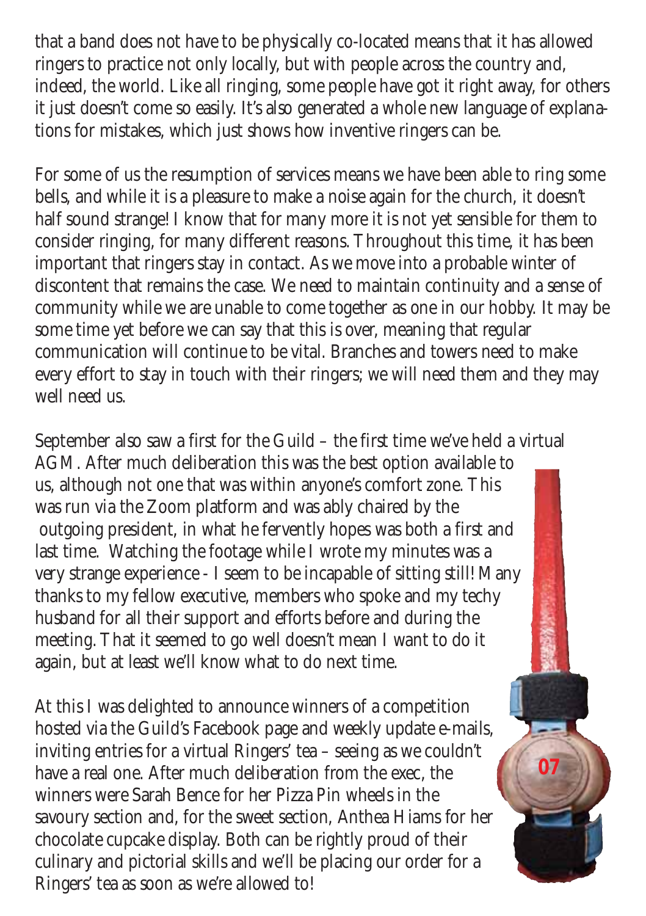that a band does not have to be physically co-located means that it has allowed ringers to practice not only locally, but with people across the country and, indeed, the world. Like all ringing, some people have got it right away, for others it just doesn't come so easily. It's also generated a whole new language of explanations for mistakes, which just shows how inventive ringers can be.

For some of us the resumption of services means we have been able to ring some bells, and while it is a pleasure to make a noise again for the church, it doesn't half sound strange! I know that for many more it is not yet sensible for them to consider ringing, for many different reasons. Throughout this time, it has been important that ringers stay in contact. As we move into a probable winter of discontent that remains the case. We need to maintain continuity and a sense of community while we are unable to come together as one in our hobby. It may be some time yet before we can say that this is over, meaning that regular communication will continue to be vital. Branches and towers need to make every effort to stay in touch with their ringers; we will need them and they may well need us.

September also saw a first for the Guild – the first time we've held a virtual AGM. After much deliberation this was the best option available to us, although not one that was within anyone's comfort zone. This was run via the Zoom platform and was ably chaired by the outgoing president, in what he fervently hopes was both a first and last time. Watching the footage while I wrote my minutes was a very strange experience - I seem to be incapable of sitting still! Many thanks to my fellow executive, members who spoke and my techy husband for all their support and efforts before and during the meeting. That it seemed to go well doesn't mean I want to do it again, but at least we'll know what to do next time.

At this I was delighted to announce winners of a competition hosted via the Guild's Facebook page and weekly update e-mails, inviting entries for a virtual Ringers' tea – seeing as we couldn't have a real one. After much deliberation from the exec, the winners were Sarah Bence for her Pizza Pin wheels in the savoury section and, for the sweet section, Anthea Hiams for her chocolate cupcake display. Both can be rightly proud of their culinary and pictorial skills and we'll be placing our order for a Ringers' tea as soon as we're allowed to!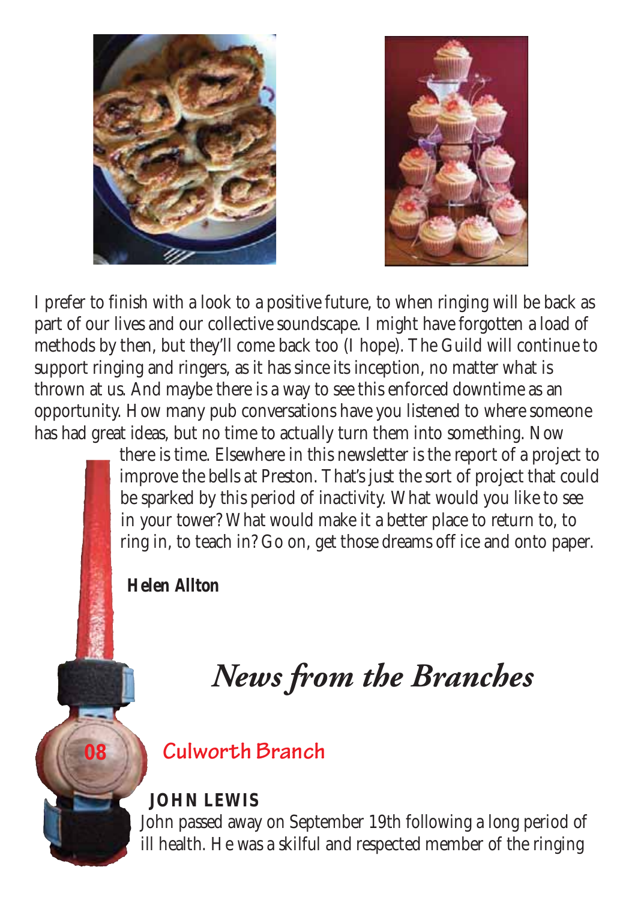I prefer to finish with a look to a positive future, to when ringing will be back as part of our lives and our collective soundscape. I might have forgotten a load of methods by then, but they'll come back too (I hope). The Guild will continue to support ringing and ringers, as it has since its inception, no matter what is thrown at us. And maybe there is a way to see this enforced downtime as an opportunity. How many pub conversations have you listened to where someone has had great ideas, but no time to actually turn them into something. Now there is time. Elsewhere in this newsletter is the report of a project to improve the bells at Preston. That's just the sort of project that could be sparked by this period of inactivity. What would you like to see in your tower? What would make it a better place to return to, to ring in, to teach in? Go on, get those dreams off ice and onto paper.

***Helen Allton***

# *News from the Branches*

## Culworth Branch

### JOHN LEWIS

John passed away on September 19th following a long period of ill health. He was a skilful and respected member of the ringing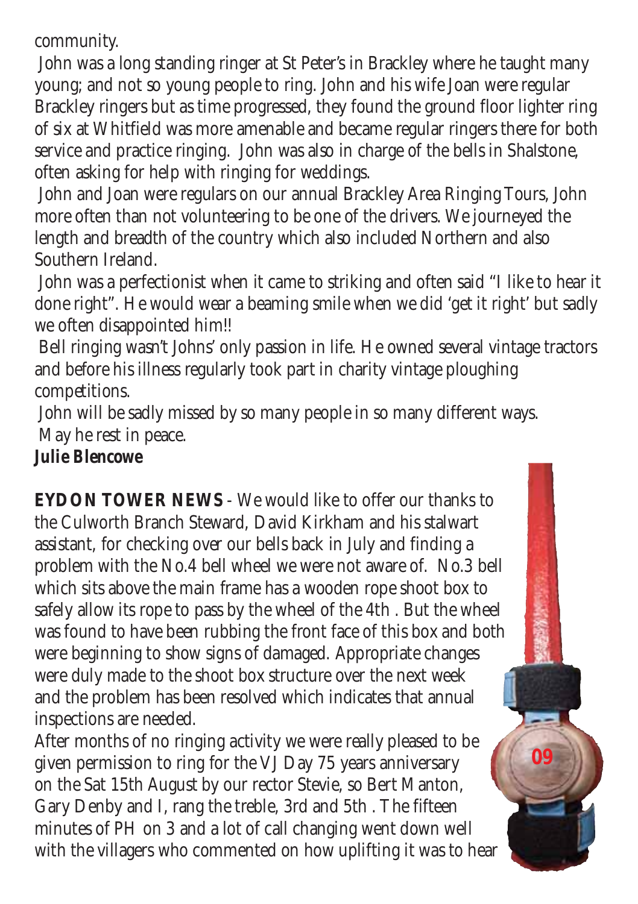community.

John was a long standing ringer at St Peter's in Brackley where he taught many young; and not so young people to ring. John and his wife Joan were regular Brackley ringers but as time progressed, they found the ground floor lighter ring of six at Whitfield was more amenable and became regular ringers there for both service and practice ringing. John was also in charge of the bells in Shalstone, often asking for help with ringing for weddings.

John and Joan were regulars on our annual Brackley Area Ringing Tours, John more often than not volunteering to be one of the drivers. We journeyed the length and breadth of the country which also included Northern and also Southern Ireland.

John was a perfectionist when it came to striking and often said "I like to hear it done right". He would wear a beaming smile when we did 'get it right' but sadly we often disappointed him!!

Bell ringing wasn't Johns' only passion in life. He owned several vintage tractors and before his illness regularly took part in charity vintage ploughing competitions.

John will be sadly missed by so many people in so many different ways.

May he rest in peace.

***Julie Blencowe***

**EYDON TOWER NEWS** - We would like to offer our thanks to the Culworth Branch Steward, David Kirkham and his stalwart assistant, for checking over our bells back in July and finding a problem with the No.4 bell wheel we were not aware of. No.3 bell which sits above the main frame has a wooden rope shoot box to safely allow its rope to pass by the wheel of the 4th . But the wheel was found to have been rubbing the front face of this box and both were beginning to show signs of damaged. Appropriate changes were duly made to the shoot box structure over the next week and the problem has been resolved which indicates that annual inspections are needed.

After months of no ringing activity we were really pleased to be given permission to ring for the VJ Day 75 years anniversary on the Sat 15th August by our rector Stevie, so Bert Manton, Gary Denby and I, rang the treble, 3rd and 5th . The fifteen minutes of PH on 3 and a lot of call changing went down well with the villagers who commented on how uplifting it was to hear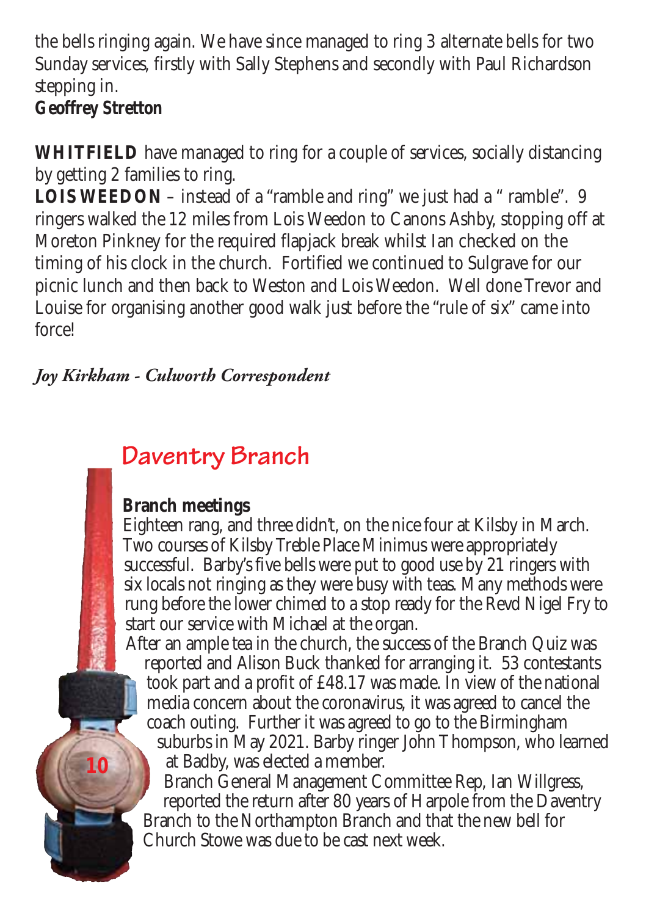the bells ringing again. We have since managed to ring 3 alternate bells for two Sunday services, firstly with Sally Stephens and secondly with Paul Richardson stepping in.

**Geoffrey Stretton**

**WHITFIELD** have managed to ring for a couple of services, socially distancing by getting 2 families to ring.

**LOIS WEEDON** – instead of a "ramble and ring" we just had a " ramble". 9 ringers walked the 12 miles from Lois Weedon to Canons Ashby, stopping off at Moreton Pinkney for the required flapjack break whilst Ian checked on the timing of his clock in the church. Fortified we continued to Sulgrave for our picnic lunch and then back to Weston and Lois Weedon. Well done Trevor and Louise for organising another good walk just before the "rule of six" came into force!

*Joy Kirkham - Culworth Correspondent*

## Daventry Branch

**Branch meetings**

Eighteen rang, and three didn't, on the nice four at Kilsby in March. Two courses of Kilsby Treble Place Minimus were appropriately successful. Barby's five bells were put to good use by 21 ringers with six locals not ringing as they were busy with teas. Many methods were rung before the lower chimed to a stop ready for the Revd Nigel Fry to start our service with Michael at the organ.

After an ample tea in the church, the success of the Branch Quiz was reported and Alison Buck thanked for arranging it. 53 contestants took part and a profit of £48.17 was made. In view of the national media concern about the coronavirus, it was agreed to cancel the coach outing. Further it was agreed to go to the Birmingham suburbs in May 2021. Barby ringer John Thompson, who learned at Badby, was elected a member.

Branch General Management Committee Rep, Ian Willgress, reported the return after 80 years of Harpole from the Daventry Branch to the Northampton Branch and that the new bell for Church Stowe was due to be cast next week.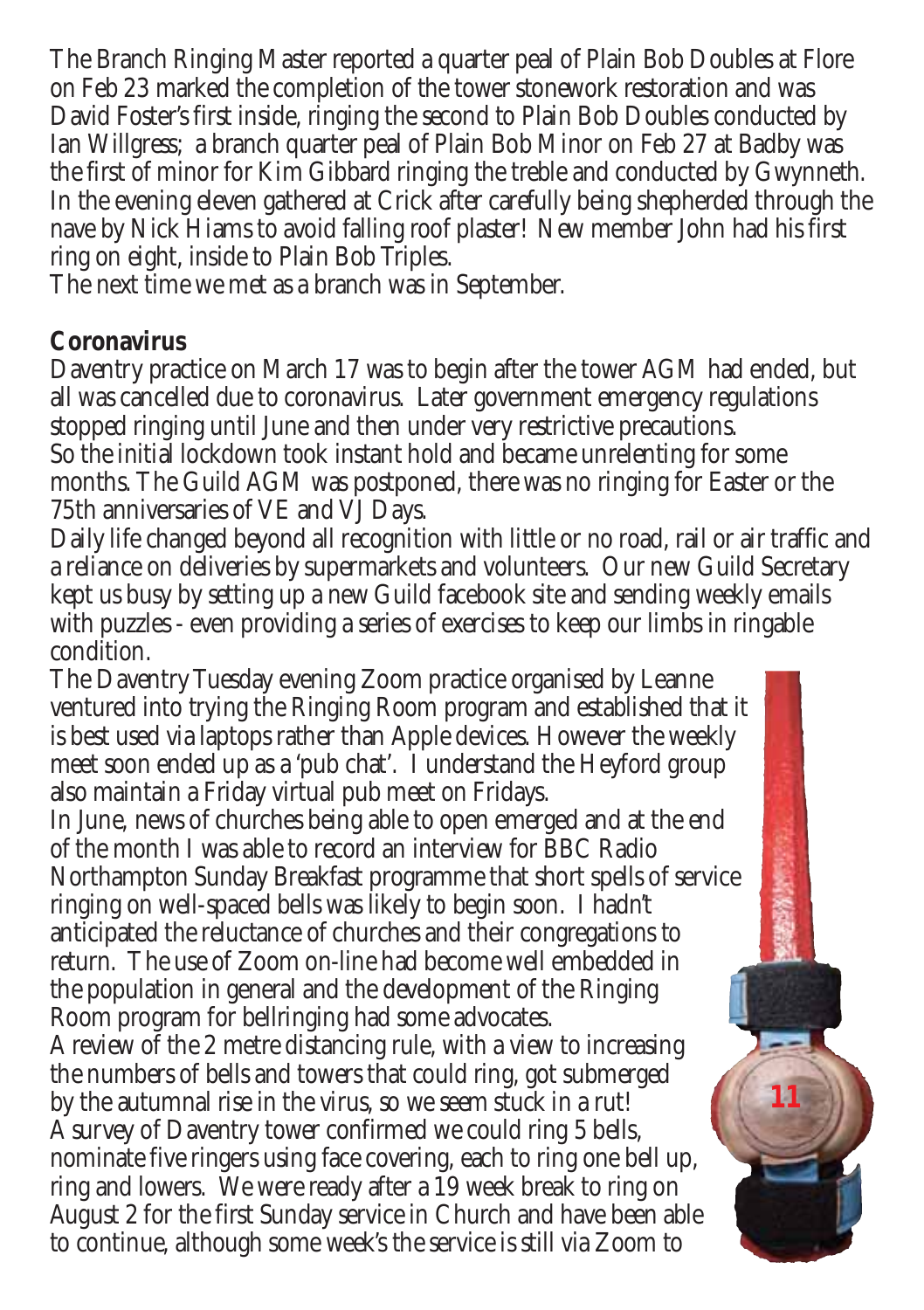The Branch Ringing Master reported a quarter peal of Plain Bob Doubles at Flore on Feb 23 marked the completion of the tower stonework restoration and was David Foster's first inside, ringing the second to Plain Bob Doubles conducted by Ian Willgress; a branch quarter peal of Plain Bob Minor on Feb 27 at Badby was the first of minor for Kim Gibbard ringing the treble and conducted by Gwynneth. In the evening eleven gathered at Crick after carefully being shepherded through the nave by Nick Hiams to avoid falling roof plaster! New member John had his first ring on eight, inside to Plain Bob Triples.
The next time we met as a branch was in September.

**Coronavirus**

Daventry practice on March 17 was to begin after the tower AGM had ended, but all was cancelled due to coronavirus. Later government emergency regulations stopped ringing until June and then under very restrictive precautions.
So the initial lockdown took instant hold and became unrelenting for some months. The Guild AGM was postponed, there was no ringing for Easter or the 75th anniversaries of VE and VJ Days.
Daily life changed beyond all recognition with little or no road, rail or air traffic and a reliance on deliveries by supermarkets and volunteers. Our new Guild Secretary kept us busy by setting up a new Guild facebook site and sending weekly emails with puzzles - even providing a series of exercises to keep our limbs in ringable condition.
The Daventry Tuesday evening Zoom practice organised by Leanne ventured into trying the Ringing Room program and established that it is best used via laptops rather than Apple devices. However the weekly meet soon ended up as a 'pub chat'. I understand the Heyford group also maintain a Friday virtual pub meet on Fridays.
In June, news of churches being able to open emerged and at the end of the month I was able to record an interview for BBC Radio Northampton Sunday Breakfast programme that short spells of service ringing on well-spaced bells was likely to begin soon. I hadn't anticipated the reluctance of churches and their congregations to return. The use of Zoom on-line had become well embedded in the population in general and the development of the Ringing Room program for bellringing had some advocates.
A review of the 2 metre distancing rule, with a view to increasing the numbers of bells and towers that could ring, got submerged by the autumnal rise in the virus, so we seem stuck in a rut!
A survey of Daventry tower confirmed we could ring 5 bells, nominate five ringers using face covering, each to ring one bell up, ring and lowers. We were ready after a 19 week break to ring on August 2 for the first Sunday service in Church and have been able to continue, although some week's the service is still via Zoom to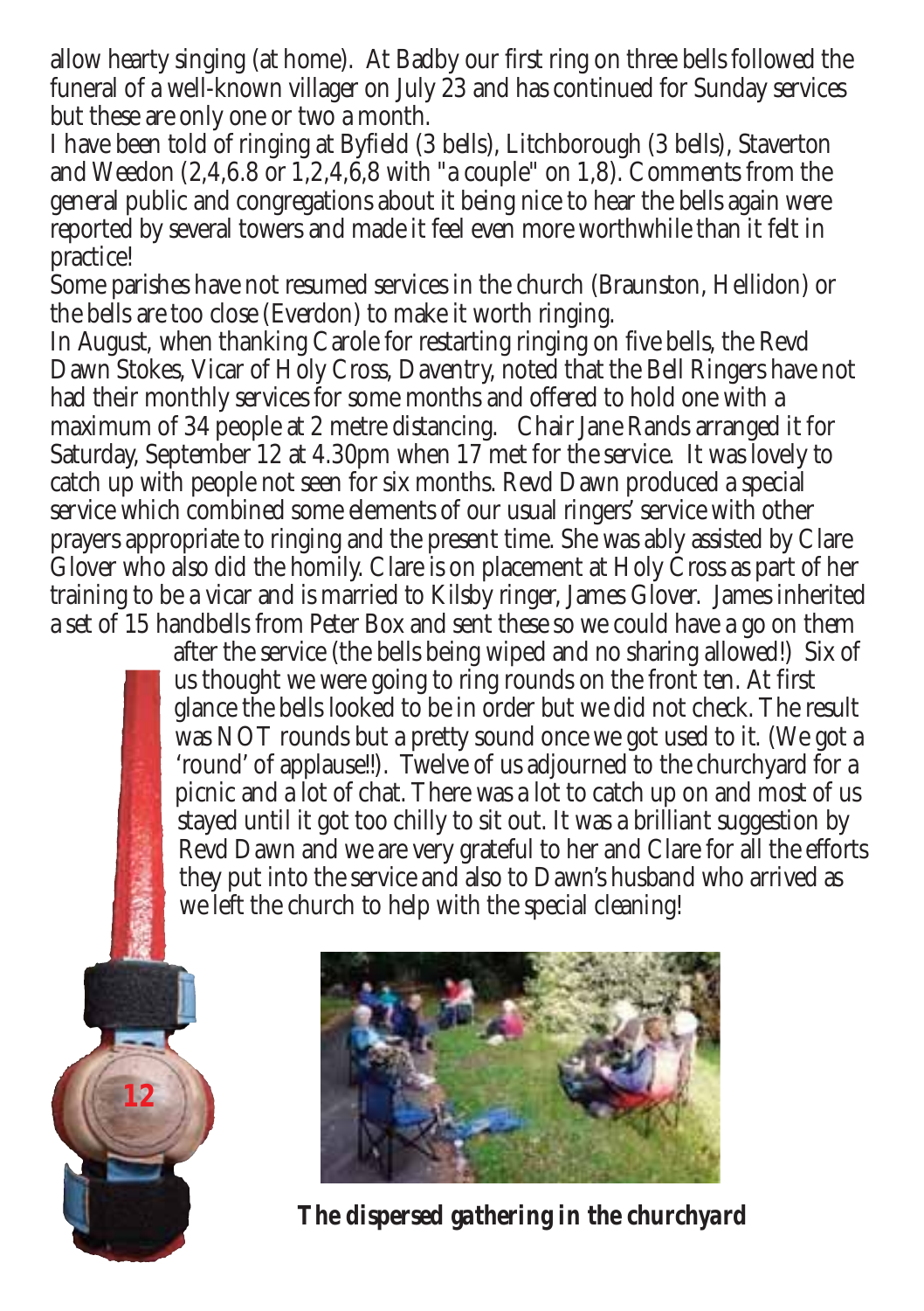allow hearty singing (at home). At Badby our first ring on three bells followed the funeral of a well-known villager on July 23 and has continued for Sunday services but these are only one or two a month.

I have been told of ringing at Byfield (3 bells), Litchborough (3 bells), Staverton and Weedon (2,4,6.8 or 1,2,4,6,8 with "a couple" on 1,8). Comments from the general public and congregations about it being nice to hear the bells again were reported by several towers and made it feel even more worthwhile than it felt in practice!

Some parishes have not resumed services in the church (Braunston, Hellidon) or the bells are too close (Everdon) to make it worth ringing.

In August, when thanking Carole for restarting ringing on five bells, the Revd Dawn Stokes, Vicar of Holy Cross, Daventry, noted that the Bell Ringers have not had their monthly services for some months and offered to hold one with a maximum of 34 people at 2 metre distancing. Chair Jane Rands arranged it for Saturday, September 12 at 4.30pm when 17 met for the service. It was lovely to catch up with people not seen for six months. Revd Dawn produced a special service which combined some elements of our usual ringers' service with other prayers appropriate to ringing and the present time. She was ably assisted by Clare Glover who also did the homily. Clare is on placement at Holy Cross as part of her training to be a vicar and is married to Kilsby ringer, James Glover. James inherited a set of 15 handbells from Peter Box and sent these so we could have a go on them after the service (the bells being wiped and no sharing allowed!) Six of us thought we were going to ring rounds on the front ten. At first glance the bells looked to be in order but we did not check. The result was NOT rounds but a pretty sound once we got used to it. (We got a 'round' of applause!!). Twelve of us adjourned to the churchyard for a picnic and a lot of chat. There was a lot to catch up on and most of us stayed until it got too chilly to sit out. It was a brilliant suggestion by Revd Dawn and we are very grateful to her and Clare for all the efforts they put into the service and also to Dawn's husband who arrived as we left the church to help with the special cleaning!

***The dispersed gathering in the churchyard***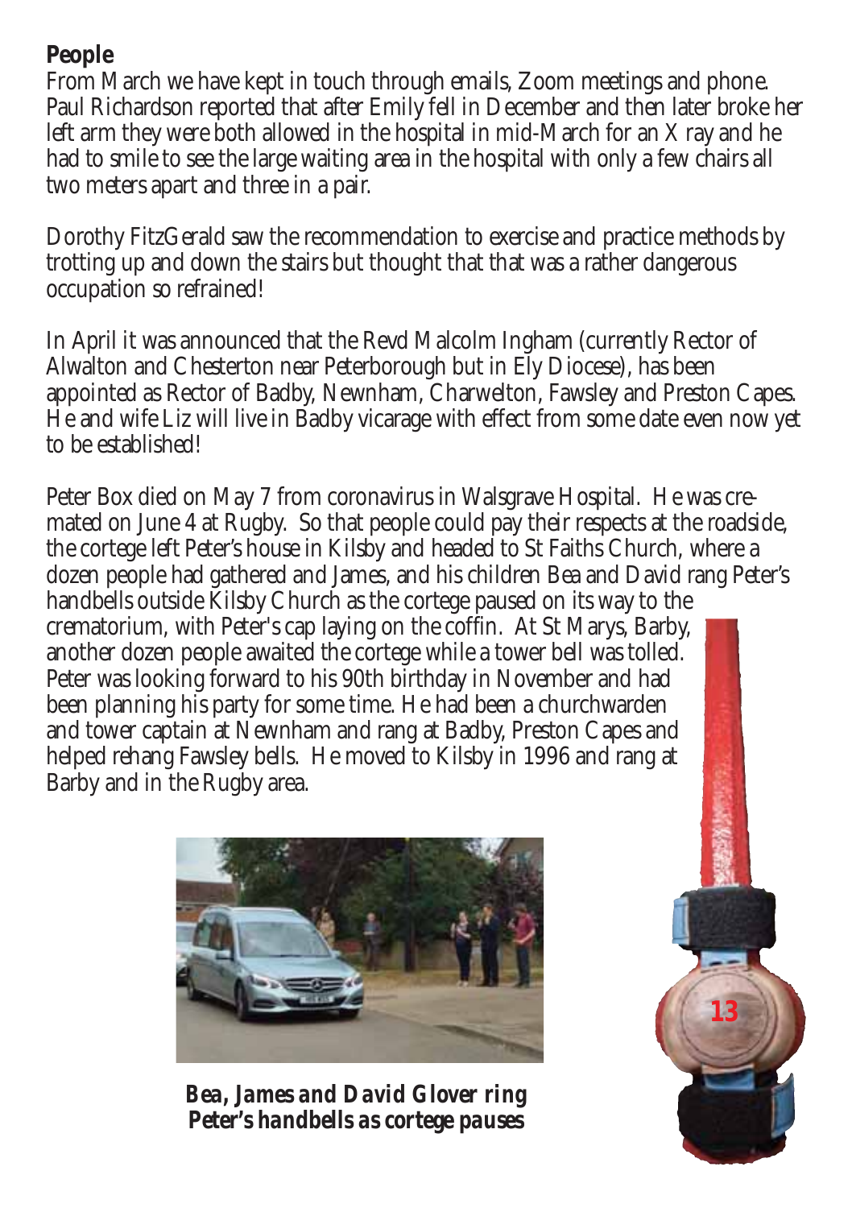**People**

From March we have kept in touch through emails, Zoom meetings and phone. Paul Richardson reported that after Emily fell in December and then later broke her left arm they were both allowed in the hospital in mid-March for an X ray and he had to smile to see the large waiting area in the hospital with only a few chairs all two meters apart and three in a pair.

Dorothy FitzGerald saw the recommendation to exercise and practice methods by trotting up and down the stairs but thought that that was a rather dangerous occupation so refrained!

In April it was announced that the Revd Malcolm Ingham (currently Rector of Alwalton and Chesterton near Peterborough but in Ely Diocese), has been appointed as Rector of Badby, Newnham, Charwelton, Fawsley and Preston Capes. He and wife Liz will live in Badby vicarage with effect from some date even now yet to be established!

Peter Box died on May 7 from coronavirus in Walsgrave Hospital. He was cremated on June 4 at Rugby. So that people could pay their respects at the roadside, the cortege left Peter's house in Kilsby and headed to St Faiths Church, where a dozen people had gathered and James, and his children Bea and David rang Peter's handbells outside Kilsby Church as the cortege paused on its way to the crematorium, with Peter's cap laying on the coffin. At St Marys, Barby, another dozen people awaited the cortege while a tower bell was tolled. Peter was looking forward to his 90th birthday in November and had been planning his party for some time. He had been a churchwarden and tower captain at Newnham and rang at Badby, Preston Capes and helped rehang Fawsley bells. He moved to Kilsby in 1996 and rang at Barby and in the Rugby area.

***Bea, James and David Glover ring Peter's handbells as cortege pauses***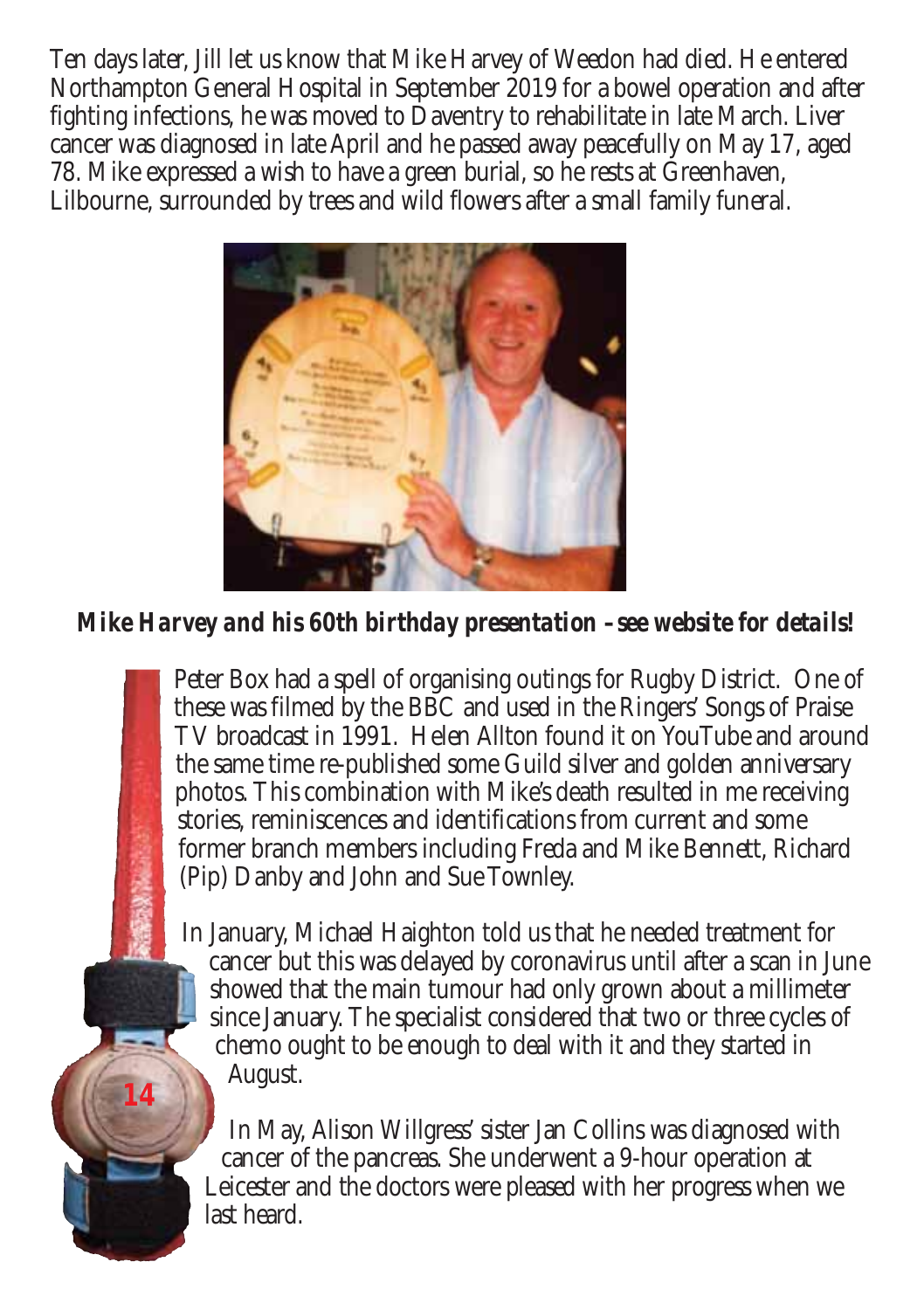Ten days later, Jill let us know that Mike Harvey of Weedon had died. He entered Northampton General Hospital in September 2019 for a bowel operation and after fighting infections, he was moved to Daventry to rehabilitate in late March. Liver cancer was diagnosed in late April and he passed away peacefully on May 17, aged 78. Mike expressed a wish to have a green burial, so he rests at Greenhaven, Lilbourne, surrounded by trees and wild flowers after a small family funeral.

***Mike Harvey and his 60th birthday presentation – see website for details!***

Peter Box had a spell of organising outings for Rugby District. One of these was filmed by the BBC and used in the Ringers' Songs of Praise TV broadcast in 1991. Helen Allton found it on YouTube and around the same time re-published some Guild silver and golden anniversary photos. This combination with Mike's death resulted in me receiving stories, reminiscences and identifications from current and some former branch members including Freda and Mike Bennett, Richard (Pip) Danby and John and Sue Townley.

In January, Michael Haighton told us that he needed treatment for cancer but this was delayed by coronavirus until after a scan in June showed that the main tumour had only grown about a millimeter since January. The specialist considered that two or three cycles of chemo ought to be enough to deal with it and they started in August.

In May, Alison Willgress' sister Jan Collins was diagnosed with cancer of the pancreas. She underwent a 9-hour operation at Leicester and the doctors were pleased with her progress when we last heard.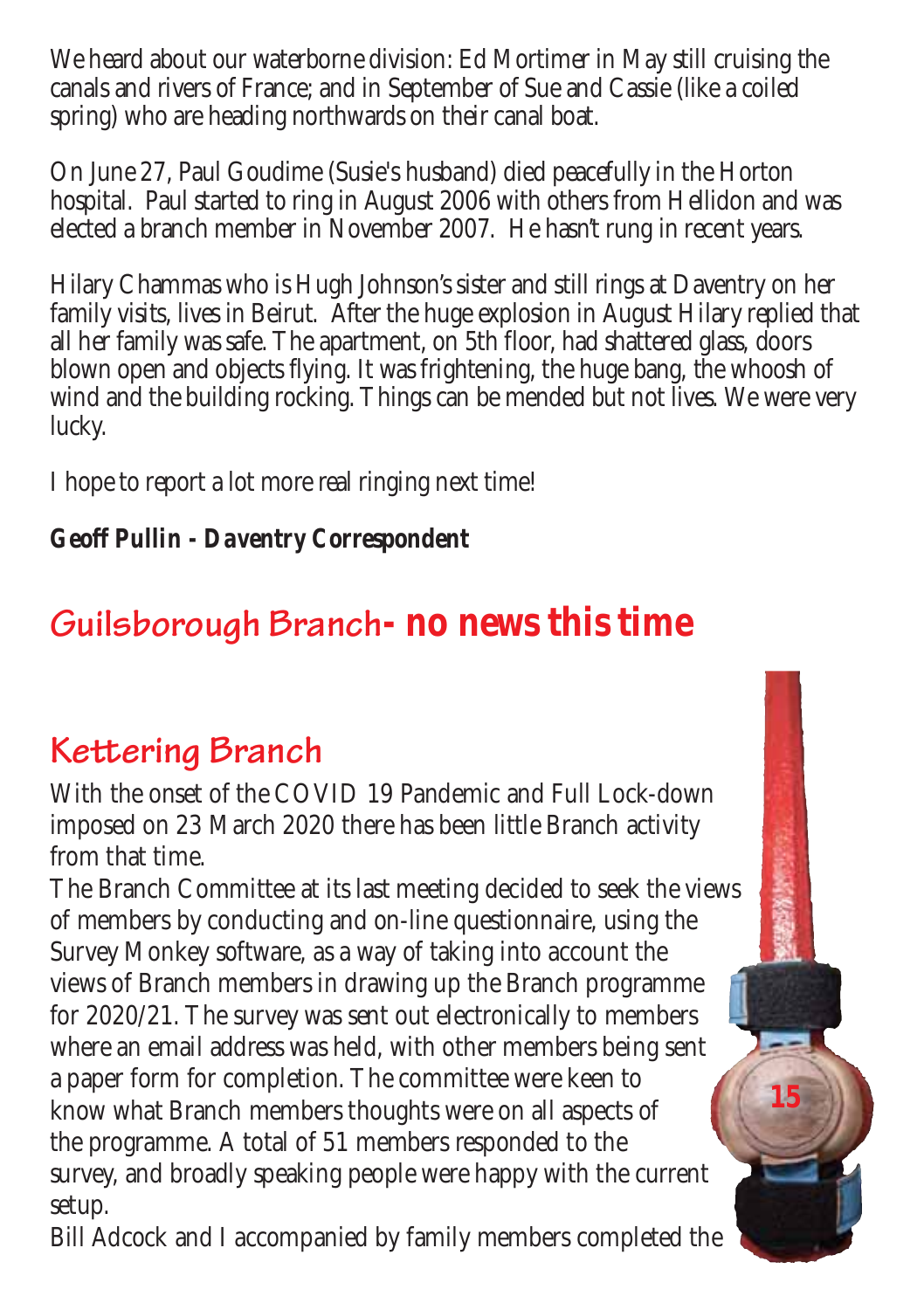We heard about our waterborne division: Ed Mortimer in May still cruising the canals and rivers of France; and in September of Sue and Cassie (like a coiled spring) who are heading northwards on their canal boat.

On June 27, Paul Goudime (Susie's husband) died peacefully in the Horton hospital. Paul started to ring in August 2006 with others from Hellidon and was elected a branch member in November 2007. He hasn't rung in recent years.

Hilary Chammas who is Hugh Johnson's sister and still rings at Daventry on her family visits, lives in Beirut. After the huge explosion in August Hilary replied that all her family was safe. The apartment, on 5th floor, had shattered glass, doors blown open and objects flying. It was frightening, the huge bang, the whoosh of wind and the building rocking. Things can be mended but not lives. We were very lucky.

I hope to report a lot more real ringing next time!

***Geoff Pullin - Daventry Correspondent***

## Guilsborough Branch- no news this time

## Kettering Branch

With the onset of the COVID 19 Pandemic and Full Lock-down imposed on 23 March 2020 there has been little Branch activity from that time.

The Branch Committee at its last meeting decided to seek the views of members by conducting and on-line questionnaire, using the Survey Monkey software, as a way of taking into account the views of Branch members in drawing up the Branch programme for 2020/21. The survey was sent out electronically to members where an email address was held, with other members being sent a paper form for completion. The committee were keen to know what Branch members thoughts were on all aspects of the programme. A total of 51 members responded to the survey, and broadly speaking people were happy with the current setup.

Bill Adcock and I accompanied by family members completed the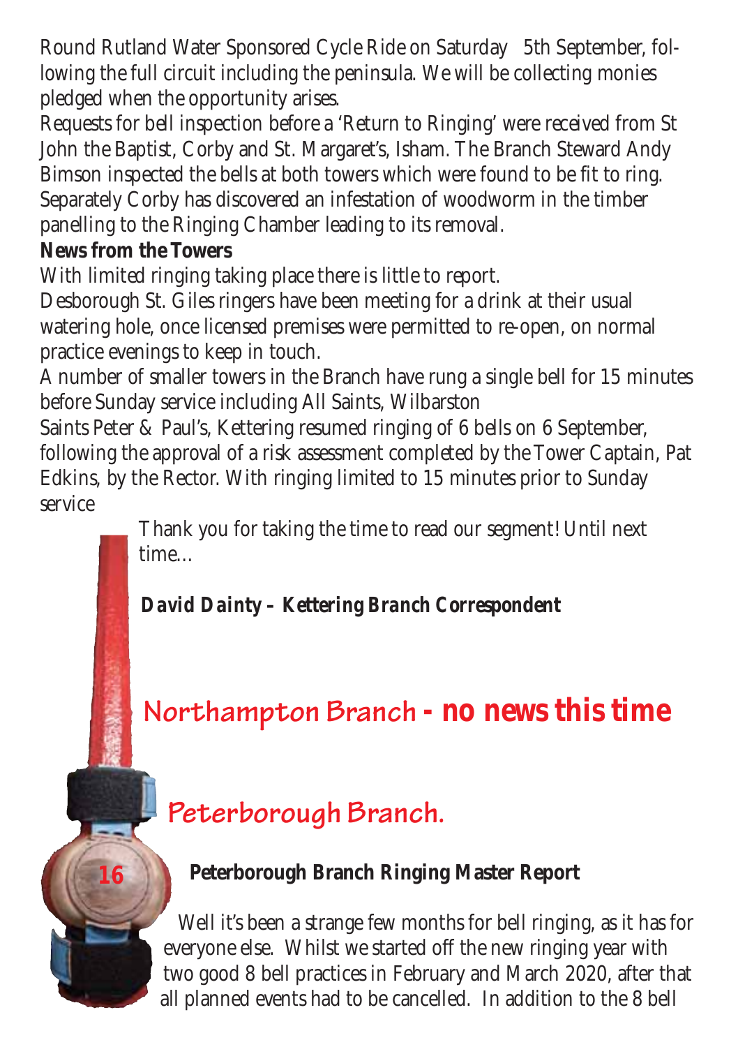Round Rutland Water Sponsored Cycle Ride on Saturday 5th September, following the full circuit including the peninsula. We will be collecting monies pledged when the opportunity arises.

Requests for bell inspection before a 'Return to Ringing' were received from St John the Baptist, Corby and St. Margaret's, Isham. The Branch Steward Andy Bimson inspected the bells at both towers which were found to be fit to ring. Separately Corby has discovered an infestation of woodworm in the timber panelling to the Ringing Chamber leading to its removal.

**News from the Towers**

With limited ringing taking place there is little to report.

Desborough St. Giles ringers have been meeting for a drink at their usual watering hole, once licensed premises were permitted to re-open, on normal practice evenings to keep in touch.

A number of smaller towers in the Branch have rung a single bell for 15 minutes before Sunday service including All Saints, Wilbarston

Saints Peter & Paul's, Kettering resumed ringing of 6 bells on 6 September, following the approval of a risk assessment completed by the Tower Captain, Pat Edkins, by the Rector. With ringing limited to 15 minutes prior to Sunday service

Thank you for taking the time to read our segment! Until next time…

***David Dainty – Kettering Branch Correspondent***

## Northampton Branch - no news this time

## Peterborough Branch.

### Peterborough Branch Ringing Master Report

Well it's been a strange few months for bell ringing, as it has for everyone else. Whilst we started off the new ringing year with two good 8 bell practices in February and March 2020, after that all planned events had to be cancelled. In addition to the 8 bell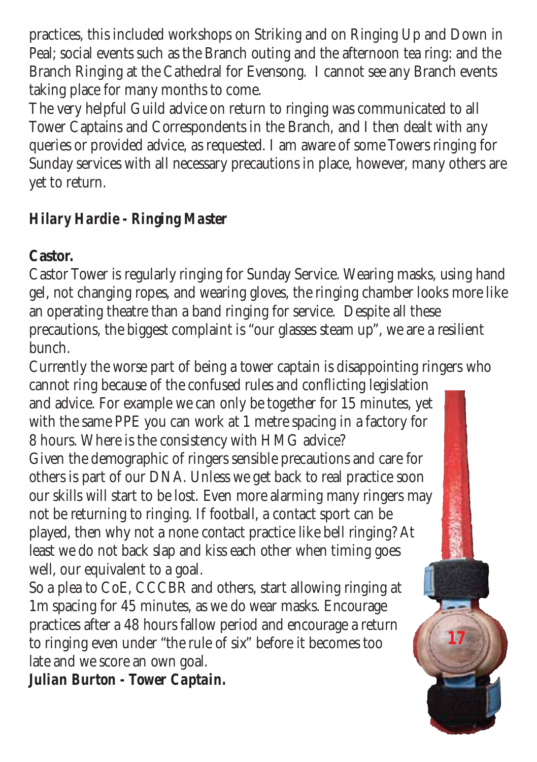practices, this included workshops on Striking and on Ringing Up and Down in Peal; social events such as the Branch outing and the afternoon tea ring: and the Branch Ringing at the Cathedral for Evensong. I cannot see any Branch events taking place for many months to come.

The very helpful Guild advice on return to ringing was communicated to all Tower Captains and Correspondents in the Branch, and I then dealt with any queries or provided advice, as requested. I am aware of some Towers ringing for Sunday services with all necessary precautions in place, however, many others are yet to return.

***Hilary Hardie - Ringing Master***

**Castor.**

Castor Tower is regularly ringing for Sunday Service. Wearing masks, using hand gel, not changing ropes, and wearing gloves, the ringing chamber looks more like an operating theatre than a band ringing for service. Despite all these precautions, the biggest complaint is "our glasses steam up", we are a resilient bunch.

Currently the worse part of being a tower captain is disappointing ringers who cannot ring because of the confused rules and conflicting legislation and advice. For example we can only be together for 15 minutes, yet with the same PPE you can work at 1 metre spacing in a factory for 8 hours. Where is the consistency with HMG advice?

Given the demographic of ringers sensible precautions and care for others is part of our DNA. Unless we get back to real practice soon our skills will start to be lost. Even more alarming many ringers may not be returning to ringing. If football, a contact sport can be played, then why not a none contact practice like bell ringing? At least we do not back slap and kiss each other when timing goes well, our equivalent to a goal.

So a plea to CoE, CCCBR and others, start allowing ringing at 1m spacing for 45 minutes, as we do wear masks. Encourage practices after a 48 hours fallow period and encourage a return to ringing even under "the rule of six" before it becomes too late and we score an own goal.

***Julian Burton - Tower Captain.***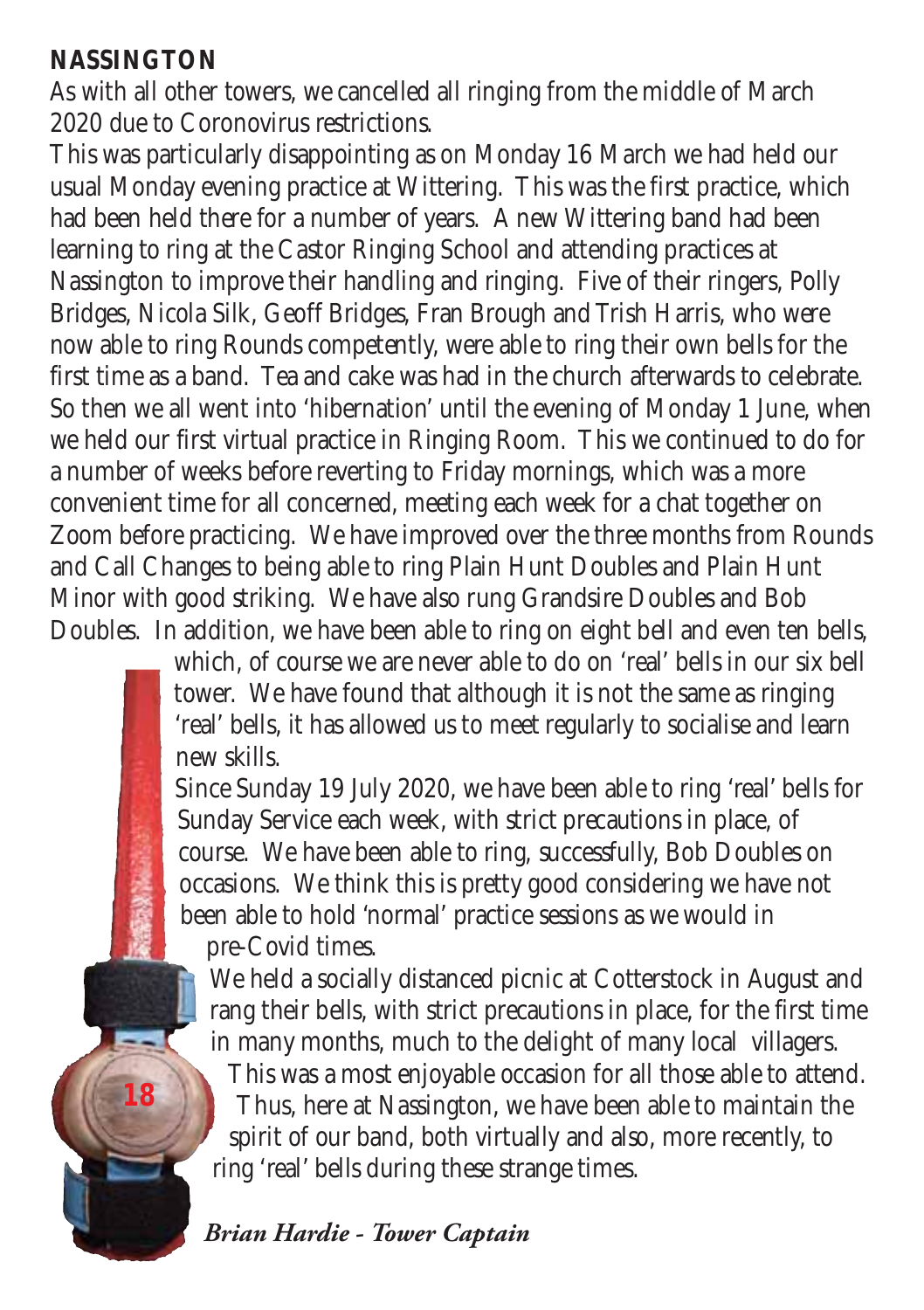**NASSINGTON**

As with all other towers, we cancelled all ringing from the middle of March 2020 due to Coronovirus restrictions.

This was particularly disappointing as on Monday 16 March we had held our usual Monday evening practice at Wittering. This was the first practice, which had been held there for a number of years. A new Wittering band had been learning to ring at the Castor Ringing School and attending practices at Nassington to improve their handling and ringing. Five of their ringers, Polly Bridges, Nicola Silk, Geoff Bridges, Fran Brough and Trish Harris, who were now able to ring Rounds competently, were able to ring their own bells for the first time as a band. Tea and cake was had in the church afterwards to celebrate.

So then we all went into 'hibernation' until the evening of Monday 1 June, when we held our first virtual practice in Ringing Room. This we continued to do for a number of weeks before reverting to Friday mornings, which was a more convenient time for all concerned, meeting each week for a chat together on Zoom before practicing. We have improved over the three months from Rounds and Call Changes to being able to ring Plain Hunt Doubles and Plain Hunt Minor with good striking. We have also rung Grandsire Doubles and Bob Doubles. In addition, we have been able to ring on eight bell and even ten bells, which, of course we are never able to do on 'real' bells in our six bell tower. We have found that although it is not the same as ringing 'real' bells, it has allowed us to meet regularly to socialise and learn new skills.

Since Sunday 19 July 2020, we have been able to ring 'real' bells for Sunday Service each week, with strict precautions in place, of course. We have been able to ring, successfully, Bob Doubles on occasions. We think this is pretty good considering we have not been able to hold 'normal' practice sessions as we would in pre-Covid times.

We held a socially distanced picnic at Cotterstock in August and rang their bells, with strict precautions in place, for the first time in many months, much to the delight of many local villagers. This was a most enjoyable occasion for all those able to attend.

Thus, here at Nassington, we have been able to maintain the spirit of our band, both virtually and also, more recently, to ring 'real' bells during these strange times.

***Brian Hardie - Tower Captain***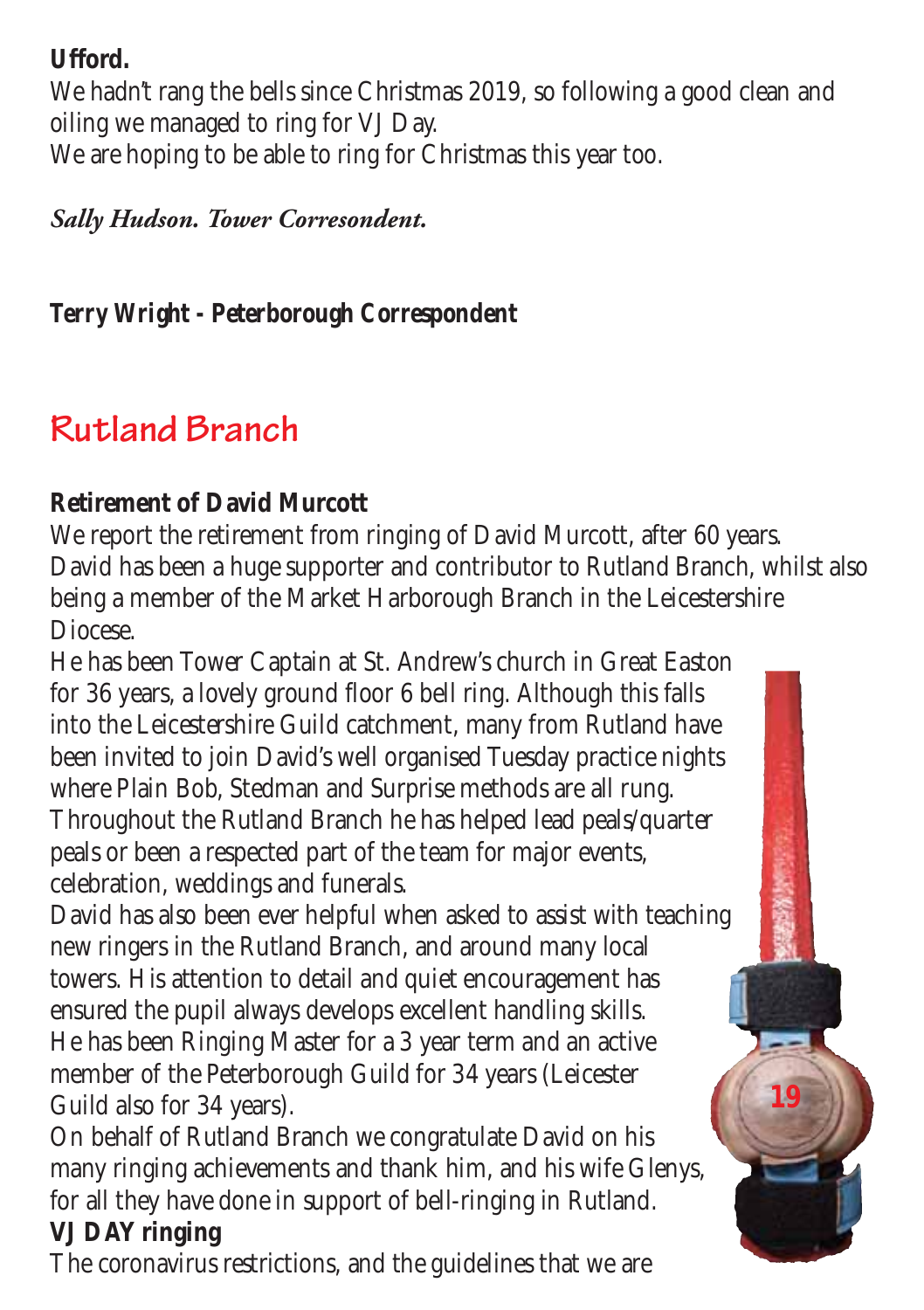**Ufford.**

We hadn't rang the bells since Christmas 2019, so following a good clean and oiling we managed to ring for VJ Day.
We are hoping to be able to ring for Christmas this year too.

***Sally Hudson. Tower Corresondent.***

**Terry Wright - Peterborough Correspondent**

## Rutland Branch

**Retirement of David Murcott**

We report the retirement from ringing of David Murcott, after 60 years. David has been a huge supporter and contributor to Rutland Branch, whilst also being a member of the Market Harborough Branch in the Leicestershire Diocese.
He has been Tower Captain at St. Andrew's church in Great Easton for 36 years, a lovely ground floor 6 bell ring. Although this falls into the Leicestershire Guild catchment, many from Rutland have been invited to join David's well organised Tuesday practice nights where Plain Bob, Stedman and Surprise methods are all rung. Throughout the Rutland Branch he has helped lead peals/quarter peals or been a respected part of the team for major events, celebration, weddings and funerals.
David has also been ever helpful when asked to assist with teaching new ringers in the Rutland Branch, and around many local towers. His attention to detail and quiet encouragement has ensured the pupil always develops excellent handling skills. He has been Ringing Master for a 3 year term and an active member of the Peterborough Guild for 34 years (Leicester Guild also for 34 years).
On behalf of Rutland Branch we congratulate David on his many ringing achievements and thank him, and his wife Glenys, for all they have done in support of bell-ringing in Rutland.

**VJ DAY ringing**

The coronavirus restrictions, and the guidelines that we are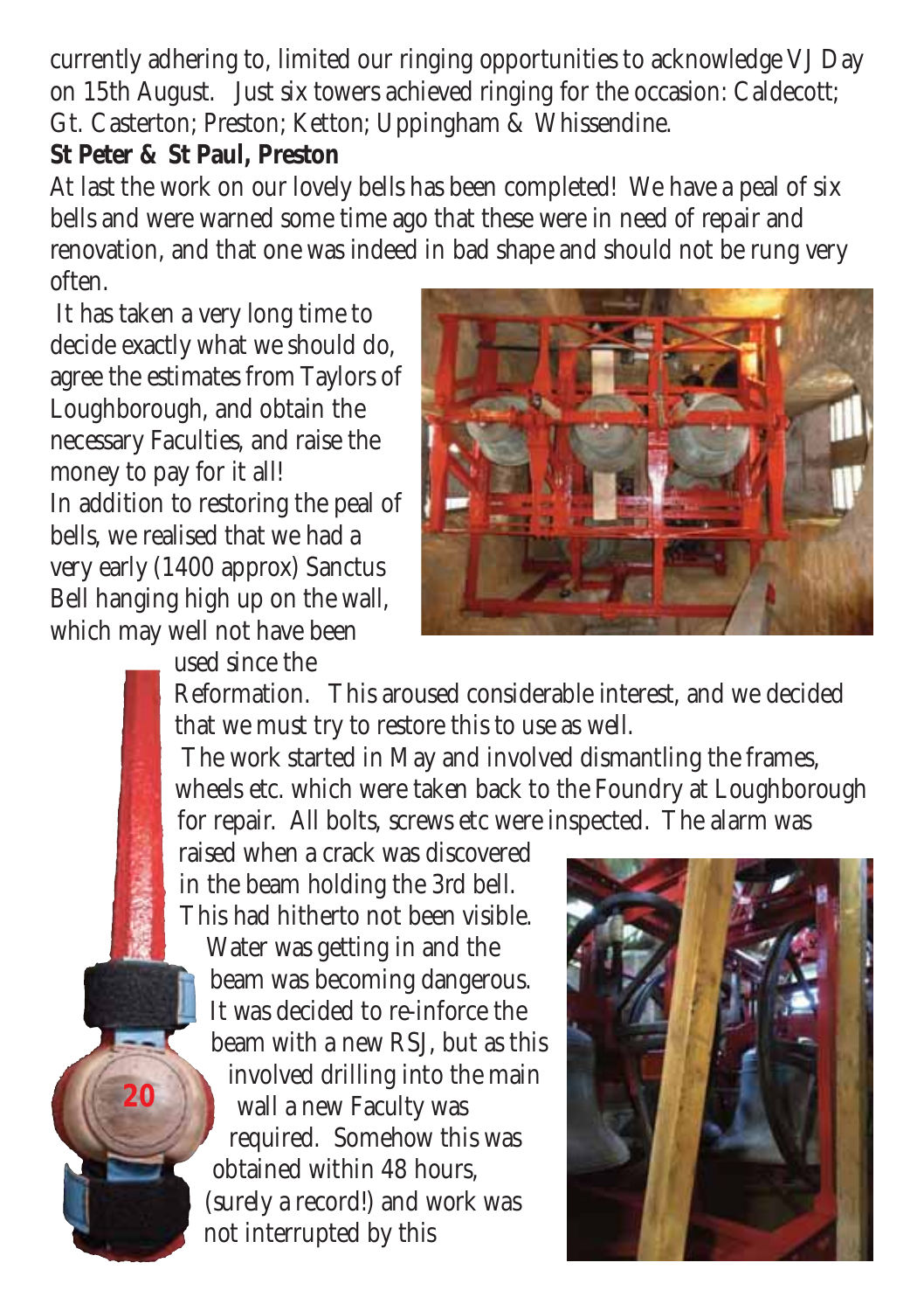currently adhering to, limited our ringing opportunities to acknowledge VJ Day on 15th August. Just six towers achieved ringing for the occasion: Caldecott; Gt. Casterton; Preston; Ketton; Uppingham & Whissendine.

**St Peter & St Paul, Preston**

At last the work on our lovely bells has been completed! We have a peal of six bells and were warned some time ago that these were in need of repair and renovation, and that one was indeed in bad shape and should not be rung very often.

It has taken a very long time to decide exactly what we should do, agree the estimates from Taylors of Loughborough, and obtain the necessary Faculties, and raise the money to pay for it all!

In addition to restoring the peal of bells, we realised that we had a very early (1400 approx) Sanctus Bell hanging high up on the wall, which may well not have been used since the Reformation. This aroused considerable interest, and we decided that we must try to restore this to use as well.

The work started in May and involved dismantling the frames, wheels etc. which were taken back to the Foundry at Loughborough for repair. All bolts, screws etc were inspected. The alarm was raised when a crack was discovered in the beam holding the 3rd bell. This had hitherto not been visible. Water was getting in and the beam was becoming dangerous. It was decided to re-inforce the beam with a new RSJ, but as this involved drilling into the main wall a new Faculty was required. Somehow this was obtained within 48 hours, (surely a record!) and work was not interrupted by this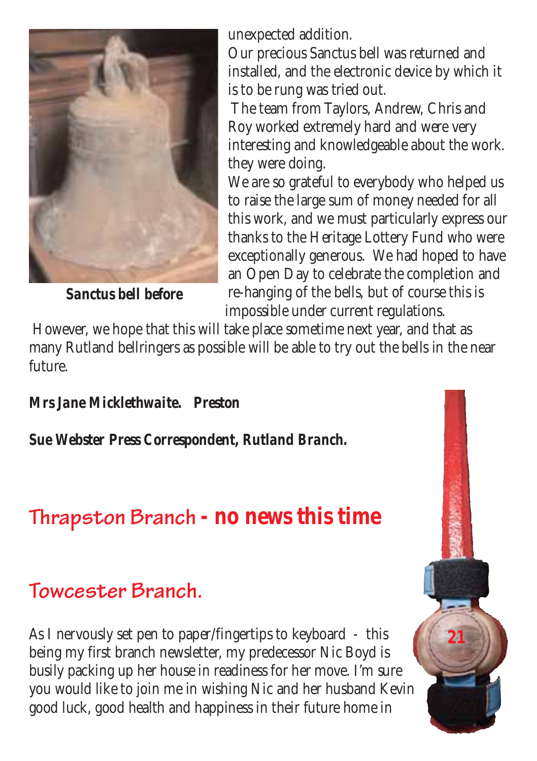unexpected addition.

Our precious Sanctus bell was returned and installed, and the electronic device by which it is to be rung was tried out.

The team from Taylors, Andrew, Chris and Roy worked extremely hard and were very interesting and knowledgeable about the work. they were doing.

We are so grateful to everybody who helped us to raise the large sum of money needed for all this work, and we must particularly express our thanks to the Heritage Lottery Fund who were exceptionally generous. We had hoped to have an Open Day to celebrate the completion and re-hanging of the bells, but of course this is impossible under current regulations.

**Sanctus bell before**

However, we hope that this will take place sometime next year, and that as many Rutland bellringers as possible will be able to try out the bells in the near future.

***Mrs Jane Micklethwaite. Preston***

***Sue Webster Press Correspondent, Rutland Branch.***

## Thrapston Branch - no news this time

## Towcester Branch.

As I nervously set pen to paper/fingertips to keyboard - this being my first branch newsletter, my predecessor Nic Boyd is busily packing up her house in readiness for her move. I'm sure you would like to join me in wishing Nic and her husband Kevin good luck, good health and happiness in their future home in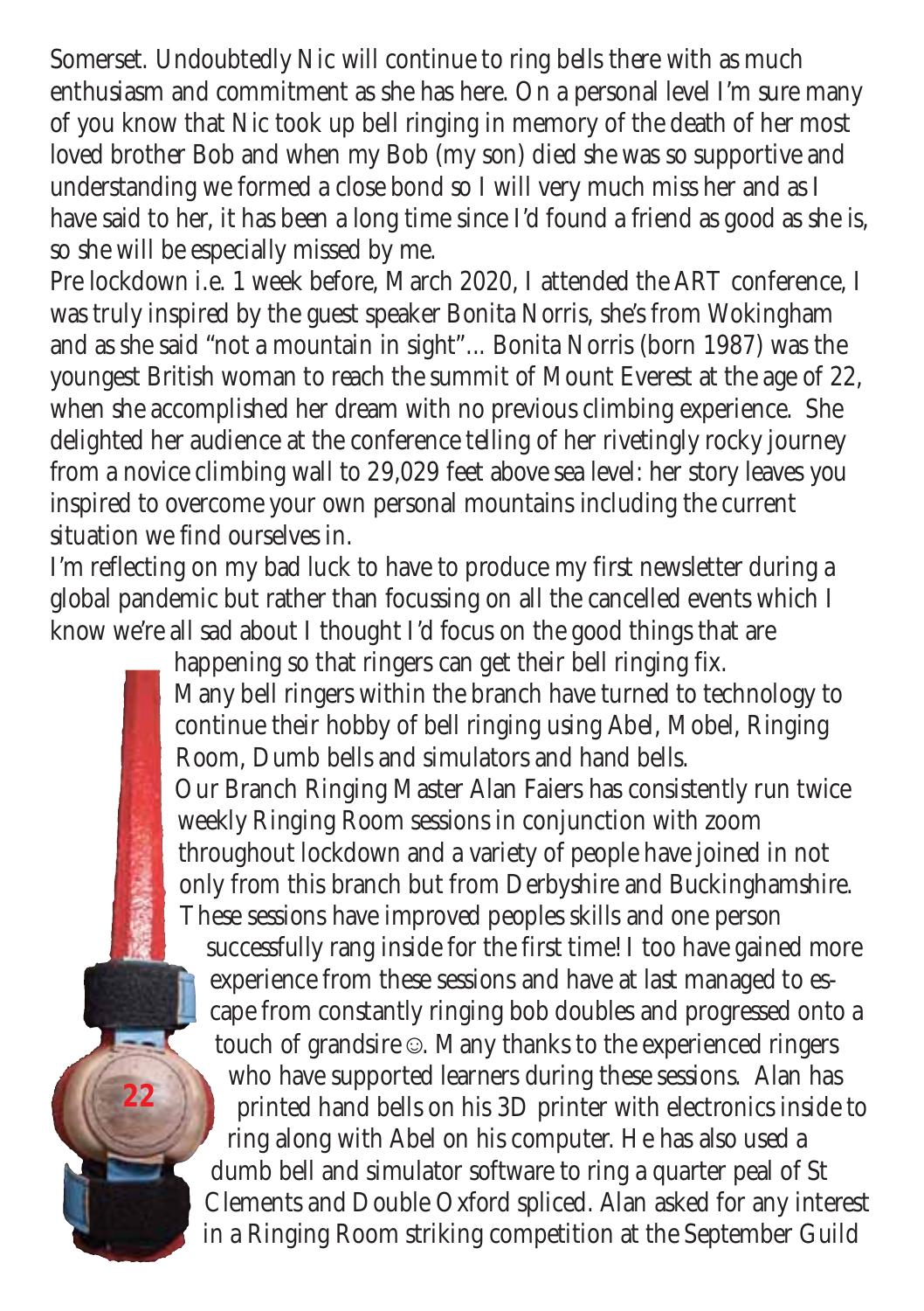Somerset. Undoubtedly Nic will continue to ring bells there with as much enthusiasm and commitment as she has here. On a personal level I'm sure many of you know that Nic took up bell ringing in memory of the death of her most loved brother Bob and when my Bob (my son) died she was so supportive and understanding we formed a close bond so I will very much miss her and as I have said to her, it has been a long time since I'd found a friend as good as she is, so she will be especially missed by me.

Pre lockdown i.e. 1 week before, March 2020, I attended the ART conference, I was truly inspired by the guest speaker Bonita Norris, she's from Wokingham and as she said "not a mountain in sight"... Bonita Norris (born 1987) was the youngest British woman to reach the summit of Mount Everest at the age of 22, when she accomplished her dream with no previous climbing experience. She delighted her audience at the conference telling of her rivetingly rocky journey from a novice climbing wall to 29,029 feet above sea level: her story leaves you inspired to overcome your own personal mountains including the current situation we find ourselves in.

I'm reflecting on my bad luck to have to produce my first newsletter during a global pandemic but rather than focussing on all the cancelled events which I know we're all sad about I thought I'd focus on the good things that are happening so that ringers can get their bell ringing fix.

Many bell ringers within the branch have turned to technology to continue their hobby of bell ringing using Abel, Mobel, Ringing Room, Dumb bells and simulators and hand bells.

Our Branch Ringing Master Alan Faiers has consistently run twice weekly Ringing Room sessions in conjunction with zoom throughout lockdown and a variety of people have joined in not only from this branch but from Derbyshire and Buckinghamshire. These sessions have improved peoples skills and one person successfully rang inside for the first time! I too have gained more experience from these sessions and have at last managed to escape from constantly ringing bob doubles and progressed onto a touch of grandsire ☺. Many thanks to the experienced ringers who have supported learners during these sessions. Alan has printed hand bells on his 3D printer with electronics inside to ring along with Abel on his computer. He has also used a dumb bell and simulator software to ring a quarter peal of St Clements and Double Oxford spliced. Alan asked for any interest in a Ringing Room striking competition at the September Guild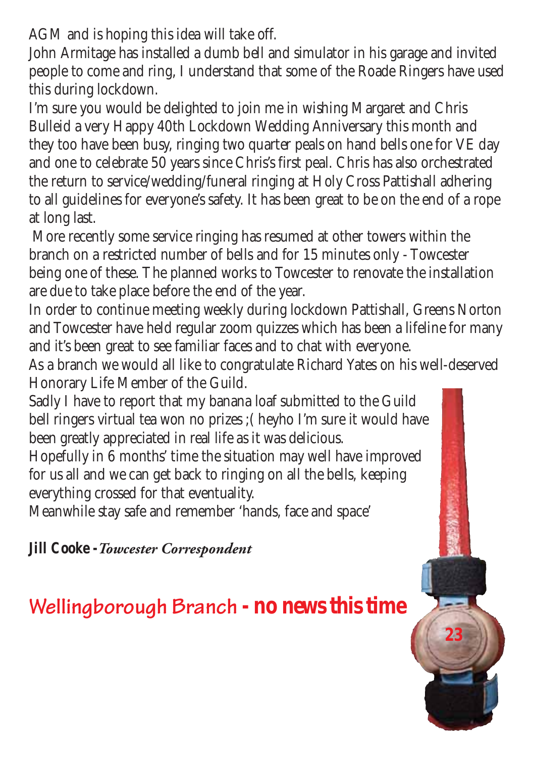AGM and is hoping this idea will take off.

John Armitage has installed a dumb bell and simulator in his garage and invited people to come and ring, I understand that some of the Roade Ringers have used this during lockdown.

I'm sure you would be delighted to join me in wishing Margaret and Chris Bulleid a very Happy 40th Lockdown Wedding Anniversary this month and they too have been busy, ringing two quarter peals on hand bells one for VE day and one to celebrate 50 years since Chris's first peal. Chris has also orchestrated the return to service/wedding/funeral ringing at Holy Cross Pattishall adhering to all guidelines for everyone's safety. It has been great to be on the end of a rope at long last.

More recently some service ringing has resumed at other towers within the branch on a restricted number of bells and for 15 minutes only - Towcester being one of these. The planned works to Towcester to renovate the installation are due to take place before the end of the year.

In order to continue meeting weekly during lockdown Pattishall, Greens Norton and Towcester have held regular zoom quizzes which has been a lifeline for many and it's been great to see familiar faces and to chat with everyone.

As a branch we would all like to congratulate Richard Yates on his well-deserved Honorary Life Member of the Guild.

Sadly I have to report that my banana loaf submitted to the Guild bell ringers virtual tea won no prizes ;( heyho I'm sure it would have been greatly appreciated in real life as it was delicious.

Hopefully in 6 months' time the situation may well have improved for us all and we can get back to ringing on all the bells, keeping everything crossed for that eventuality.

Meanwhile stay safe and remember 'hands, face and space'

**Jill Cooke -** ***Towcester Correspondent***

## Wellingborough Branch - no news this time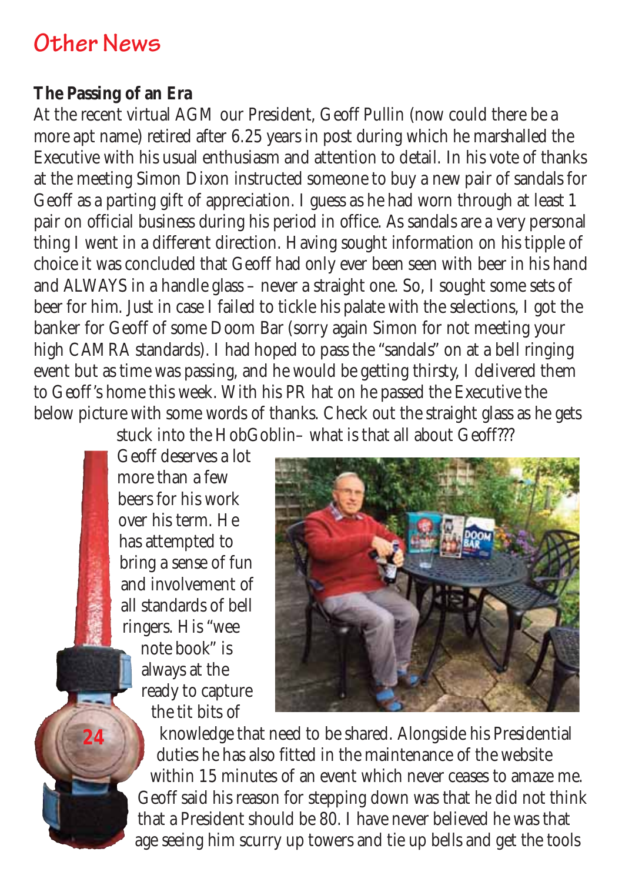# Other News

**The Passing of an Era**

At the recent virtual AGM our President, Geoff Pullin (now could there be a more apt name) retired after 6.25 years in post during which he marshalled the Executive with his usual enthusiasm and attention to detail. In his vote of thanks at the meeting Simon Dixon instructed someone to buy a new pair of sandals for Geoff as a parting gift of appreciation. I guess as he had worn through at least 1 pair on official business during his period in office. As sandals are a very personal thing I went in a different direction. Having sought information on his tipple of choice it was concluded that Geoff had only ever been seen with beer in his hand and ALWAYS in a handle glass – never a straight one. So, I sought some sets of beer for him. Just in case I failed to tickle his palate with the selections, I got the banker for Geoff of some Doom Bar (sorry again Simon for not meeting your high CAMRA standards). I had hoped to pass the "sandals" on at a bell ringing event but as time was passing, and he would be getting thirsty, I delivered them to Geoff's home this week. With his PR hat on he passed the Executive the below picture with some words of thanks. Check out the straight glass as he gets stuck into the HobGoblin– what is that all about Geoff???

Geoff deserves a lot more than a few beers for his work over his term. He has attempted to bring a sense of fun and involvement of all standards of bell ringers. His "wee note book" is always at the ready to capture the tit bits of knowledge that need to be shared. Alongside his Presidential duties he has also fitted in the maintenance of the website within 15 minutes of an event which never ceases to amaze me. Geoff said his reason for stepping down was that he did not think that a President should be 80. I have never believed he was that age seeing him scurry up towers and tie up bells and get the tools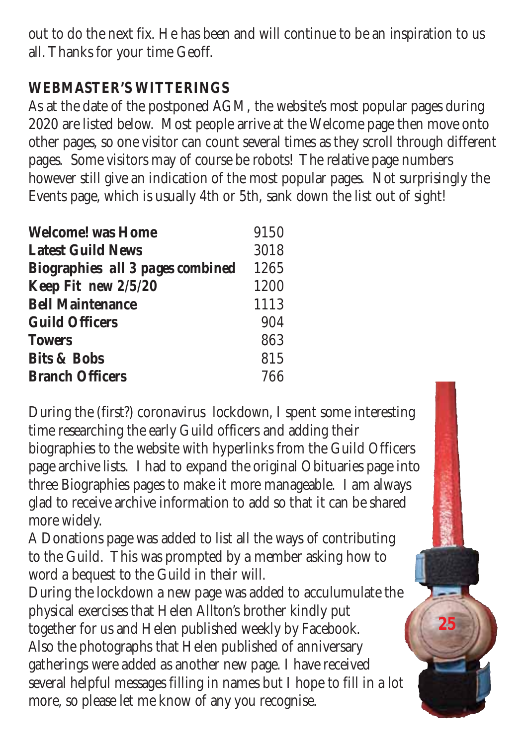out to do the next fix. He has been and will continue to be an inspiration to us all. Thanks for your time Geoff.

## WEBMASTER'S WITTERINGS

As at the date of the postponed AGM, the website's most popular pages during 2020 are listed below. Most people arrive at the Welcome page then move onto other pages, so one visitor can count several times as they scroll through different pages. Some visitors may of course be robots! The relative page numbers however still give an indication of the most popular pages. Not surprisingly the Events page, which is usually 4th or 5th, sank down the list out of sight!

| | |
|---|---|
| **Welcome! was Home** | 9150 |
| **Latest Guild News** | 3018 |
| **Biographies** ***all 3 pages combined*** | 1265 |
| **Keep Fit** ***new 2/5/20*** | 1200 |
| **Bell Maintenance** | 1113 |
| **Guild Officers** | 904 |
| **Towers** | 863 |
| **Bits & Bobs** | 815 |
| **Branch Officers** | 766 |

During the (first?) coronavirus lockdown, I spent some interesting time researching the early Guild officers and adding their biographies to the website with hyperlinks from the Guild Officers page archive lists. I had to expand the original Obituaries page into three Biographies pages to make it more manageable. I am always glad to receive archive information to add so that it can be shared more widely.

A Donations page was added to list all the ways of contributing to the Guild. This was prompted by a member asking how to word a bequest to the Guild in their will.

During the lockdown a new page was added to acculumulate the physical exercises that Helen Allton's brother kindly put together for us and Helen published weekly by Facebook.

Also the photographs that Helen published of anniversary gatherings were added as another new page. I have received several helpful messages filling in names but I hope to fill in a lot more, so please let me know of any you recognise.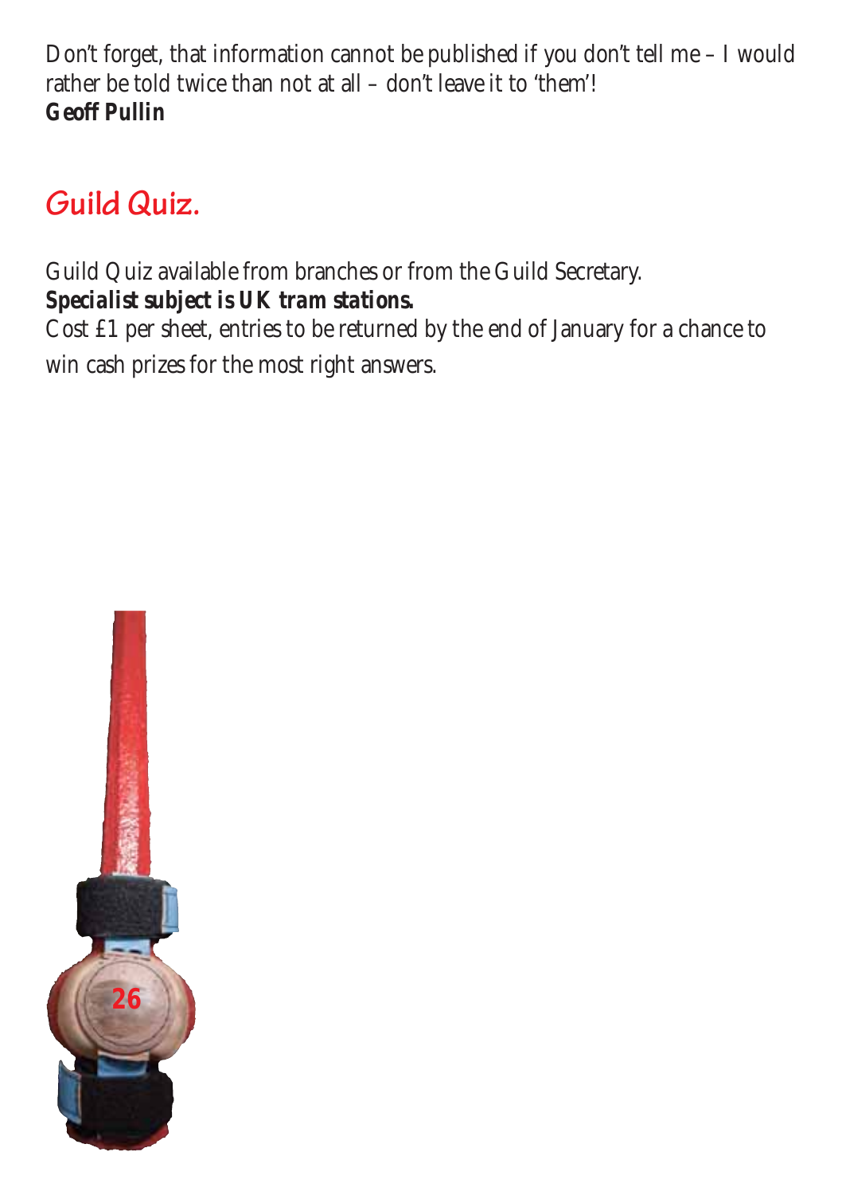Don't forget, that information cannot be published if you don't tell me – I would rather be told twice than not at all – don't leave it to 'them'!
***Geoff Pullin***

## Guild Quiz.

Guild Quiz available from branches or from the Guild Secretary.
***Specialist subject is UK tram stations.***
Cost £1 per sheet, entries to be returned by the end of January for a chance to win cash prizes for the most right answers.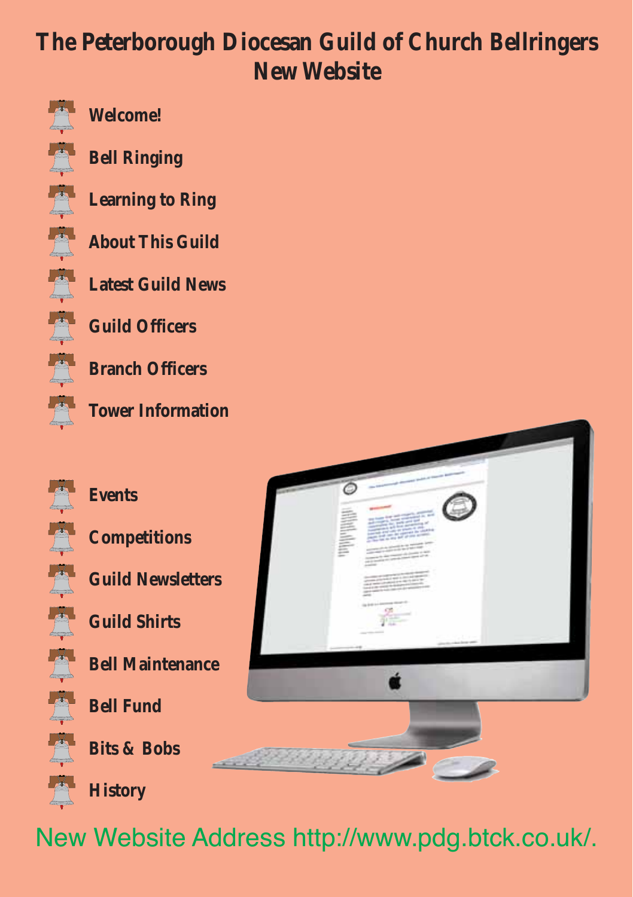# The Peterborough Diocesan Guild of Church Bellringers New Website

- Welcome!
- Bell Ringing
- Learning to Ring
- About This Guild
- Latest Guild News
- Guild Officers
- Branch Officers
- Tower Information

- Events
- Competitions
- Guild Newsletters
- Guild Shirts
- Bell Maintenance
- Bell Fund
- Bits & Bobs
- History

New Website Address http://www.pdg.btck.co.uk/.